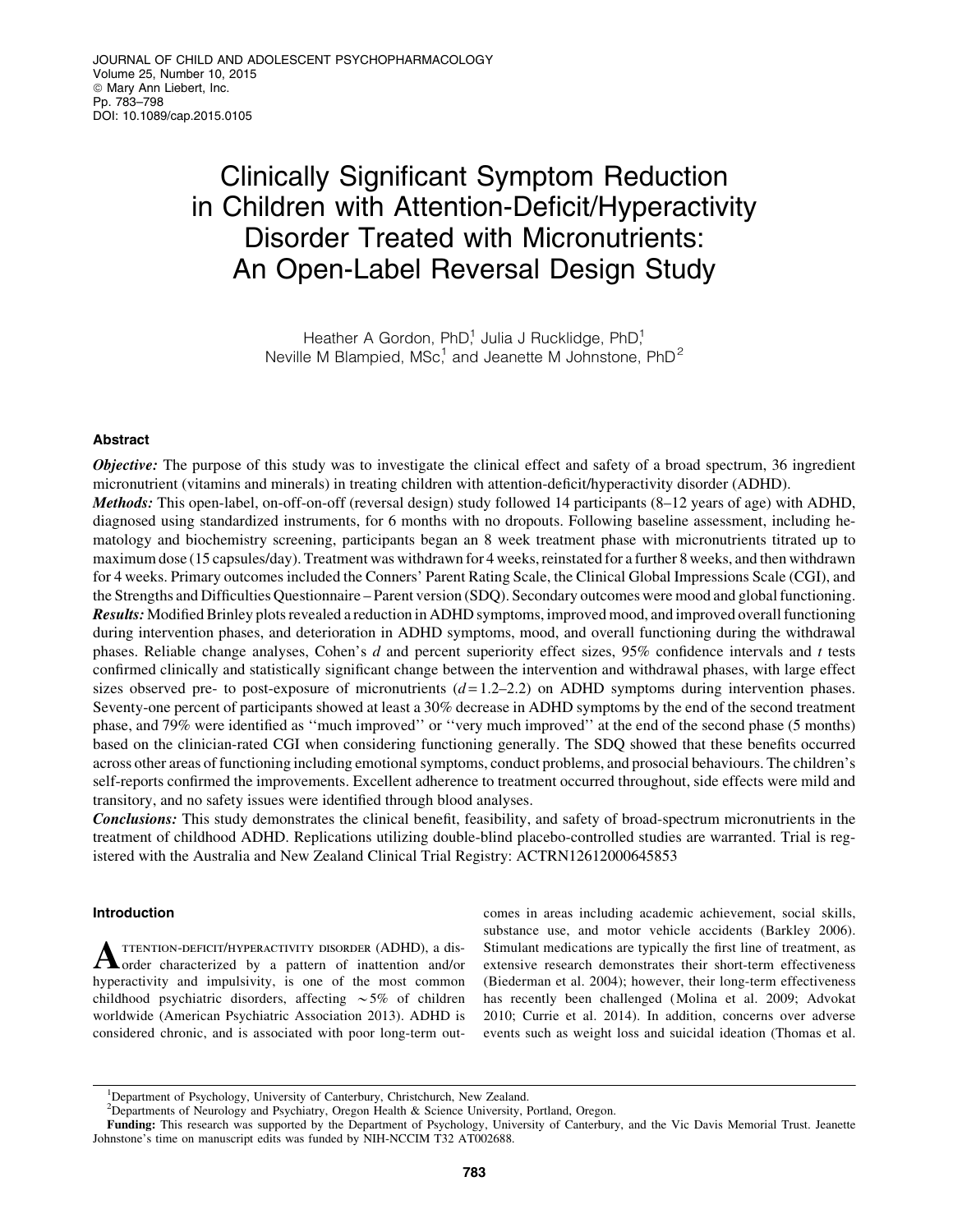# Clinically Significant Symptom Reduction in Children with Attention-Deficit/Hyperactivity Disorder Treated with Micronutrients: An Open-Label Reversal Design Study

Heather A Gordon, PhD,[1] Julia J Rucklidge, PhD,[1] Neville M Blampied, MSc,[1] and Jeanette M Johnstone, PhD[2]

## Abstract

***Objective:*** The purpose of this study was to investigate the clinical effect and safety of a broad spectrum, 36 ingredient micronutrient (vitamins and minerals) in treating children with attention-deficit/hyperactivity disorder (ADHD).

***Methods:*** This open-label, on-off-on-off (reversal design) study followed 14 participants (8–12 years of age) with ADHD, diagnosed using standardized instruments, for 6 months with no dropouts. Following baseline assessment, including hematology and biochemistry screening, participants began an 8 week treatment phase with micronutrients titrated up to maximum dose (15 capsules/day). Treatment was withdrawn for 4 weeks, reinstated for a further 8 weeks, and then withdrawn for 4 weeks. Primary outcomes included the Conners' Parent Rating Scale, the Clinical Global Impressions Scale (CGI), and the Strengths and Difficulties Questionnaire – Parent version (SDQ). Secondary outcomes were mood and global functioning.

***Results:*** Modified Brinley plots revealed a reduction in ADHD symptoms, improved mood, and improved overall functioning during intervention phases, and deterioration in ADHD symptoms, mood, and overall functioning during the withdrawal phases. Reliable change analyses, Cohen's *d* and percent superiority effect sizes, 95% confidence intervals and *t* tests confirmed clinically and statistically significant change between the intervention and withdrawal phases, with large effect sizes observed pre- to post-exposure of micronutrients ($d = 1.2$–$2.2$) on ADHD symptoms during intervention phases. Seventy-one percent of participants showed at least a 30% decrease in ADHD symptoms by the end of the second treatment phase, and 79% were identified as ''much improved'' or ''very much improved'' at the end of the second phase (5 months) based on the clinician-rated CGI when considering functioning generally. The SDQ showed that these benefits occurred across other areas of functioning including emotional symptoms, conduct problems, and prosocial behaviours. The children's self-reports confirmed the improvements. Excellent adherence to treatment occurred throughout, side effects were mild and transitory, and no safety issues were identified through blood analyses.

***Conclusions:*** This study demonstrates the clinical benefit, feasibility, and safety of broad-spectrum micronutrients in the treatment of childhood ADHD. Replications utilizing double-blind placebo-controlled studies are warranted. Trial is registered with the Australia and New Zealand Clinical Trial Registry: ACTRN12612000645853

## Introduction

Attention-deficit/hyperactivity disorder (ADHD), a disorder characterized by a pattern of inattention and/or hyperactivity and impulsivity, is one of the most common childhood psychiatric disorders, affecting ~5% of children worldwide (American Psychiatric Association 2013). ADHD is considered chronic, and is associated with poor long-term outcomes in areas including academic achievement, social skills, substance use, and motor vehicle accidents (Barkley 2006). Stimulant medications are typically the first line of treatment, as extensive research demonstrates their short-term effectiveness (Biederman et al. 2004); however, their long-term effectiveness has recently been challenged (Molina et al. 2009; Advokat 2010; Currie et al. 2014). In addition, concerns over adverse events such as weight loss and suicidal ideation (Thomas et al.

[1]Department of Psychology, University of Canterbury, Christchurch, New Zealand.

[2]Departments of Neurology and Psychiatry, Oregon Health & Science University, Portland, Oregon.

**Funding:** This research was supported by the Department of Psychology, University of Canterbury, and the Vic Davis Memorial Trust. Jeanette Johnstone's time on manuscript edits was funded by NIH-NCCIM T32 AT002688.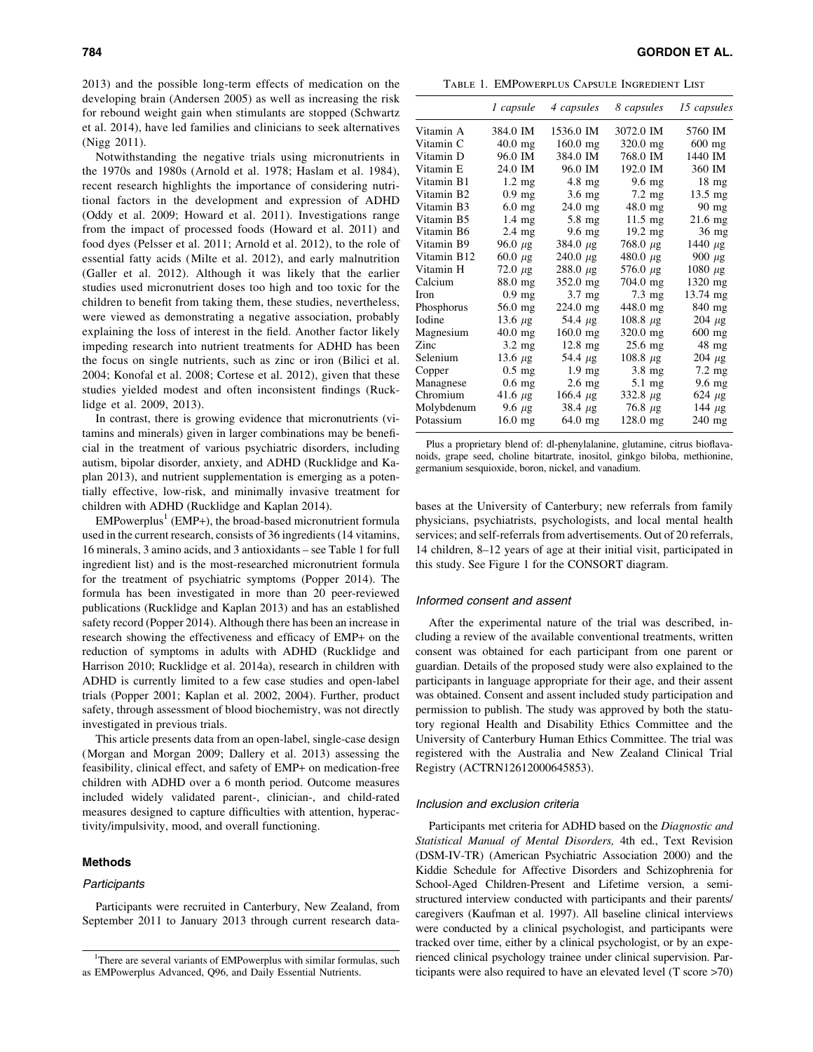2013) and the possible long-term effects of medication on the developing brain (Andersen 2005) as well as increasing the risk for rebound weight gain when stimulants are stopped (Schwartz et al. 2014), have led families and clinicians to seek alternatives (Nigg 2011).

Notwithstanding the negative trials using micronutrients in the 1970s and 1980s (Arnold et al. 1978; Haslam et al. 1984), recent research highlights the importance of considering nutritional factors in the development and expression of ADHD (Oddy et al. 2009; Howard et al. 2011). Investigations range from the impact of processed foods (Howard et al. 2011) and food dyes (Pelsser et al. 2011; Arnold et al. 2012), to the role of essential fatty acids (Milte et al. 2012), and early malnutrition (Galler et al. 2012). Although it was likely that the earlier studies used micronutrient doses too high and too toxic for the children to benefit from taking them, these studies, nevertheless, were viewed as demonstrating a negative association, probably explaining the loss of interest in the field. Another factor likely impeding research into nutrient treatments for ADHD has been the focus on single nutrients, such as zinc or iron (Bilici et al. 2004; Konofal et al. 2008; Cortese et al. 2012), given that these studies yielded modest and often inconsistent findings (Rucklidge et al. 2009, 2013).

In contrast, there is growing evidence that micronutrients (vitamins and minerals) given in larger combinations may be beneficial in the treatment of various psychiatric disorders, including autism, bipolar disorder, anxiety, and ADHD (Rucklidge and Kaplan 2013), and nutrient supplementation is emerging as a potentially effective, low-risk, and minimally invasive treatment for children with ADHD (Rucklidge and Kaplan 2014).

EMPowerplus[1] (EMP+), the broad-based micronutrient formula used in the current research, consists of 36 ingredients (14 vitamins, 16 minerals, 3 amino acids, and 3 antioxidants – see Table 1 for full ingredient list) and is the most-researched micronutrient formula for the treatment of psychiatric symptoms (Popper 2014). The formula has been investigated in more than 20 peer-reviewed publications (Rucklidge and Kaplan 2013) and has an established safety record (Popper 2014). Although there has been an increase in research showing the effectiveness and efficacy of EMP+ on the reduction of symptoms in adults with ADHD (Rucklidge and Harrison 2010; Rucklidge et al. 2014a), research in children with ADHD is currently limited to a few case studies and open-label trials (Popper 2001; Kaplan et al. 2002, 2004). Further, product safety, through assessment of blood biochemistry, was not directly investigated in previous trials.

This article presents data from an open-label, single-case design (Morgan and Morgan 2009; Dallery et al. 2013) assessing the feasibility, clinical effect, and safety of EMP+ on medication-free children with ADHD over a 6 month period. Outcome measures included widely validated parent-, clinician-, and child-rated measures designed to capture difficulties with attention, hyperactivity/impulsivity, mood, and overall functioning.

Table 1. EMPowerplus Capsule Ingredient List

| | *1 capsule* | *4 capsules* | *8 capsules* | *15 capsules* |
|---|---|---|---|---|
| Vitamin A | 384.0 IM | 1536.0 IM | 3072.0 IM | 5760 IM |
| Vitamin C | 40.0 mg | 160.0 mg | 320.0 mg | 600 mg |
| Vitamin D | 96.0 IM | 384.0 IM | 768.0 IM | 1440 IM |
| Vitamin E | 24.0 IM | 96.0 IM | 192.0 IM | 360 IM |
| Vitamin B1 | 1.2 mg | 4.8 mg | 9.6 mg | 18 mg |
| Vitamin B2 | 0.9 mg | 3.6 mg | 7.2 mg | 13.5 mg |
| Vitamin B3 | 6.0 mg | 24.0 mg | 48.0 mg | 90 mg |
| Vitamin B5 | 1.4 mg | 5.8 mg | 11.5 mg | 21.6 mg |
| Vitamin B6 | 2.4 mg | 9.6 mg | 19.2 mg | 36 mg |
| Vitamin B9 | 96.0 μg | 384.0 μg | 768.0 μg | 1440 μg |
| Vitamin B12 | 60.0 μg | 240.0 μg | 480.0 μg | 900 μg |
| Vitamin H | 72.0 μg | 288.0 μg | 576.0 μg | 1080 μg |
| Calcium | 88.0 mg | 352.0 mg | 704.0 mg | 1320 mg |
| Iron | 0.9 mg | 3.7 mg | 7.3 mg | 13.74 mg |
| Phosphorus | 56.0 mg | 224.0 mg | 448.0 mg | 840 mg |
| Iodine | 13.6 μg | 54.4 μg | 108.8 μg | 204 μg |
| Magnesium | 40.0 mg | 160.0 mg | 320.0 mg | 600 mg |
| Zinc | 3.2 mg | 12.8 mg | 25.6 mg | 48 mg |
| Selenium | 13.6 μg | 54.4 μg | 108.8 μg | 204 μg |
| Copper | 0.5 mg | 1.9 mg | 3.8 mg | 7.2 mg |
| Managnese | 0.6 mg | 2.6 mg | 5.1 mg | 9.6 mg |
| Chromium | 41.6 μg | 166.4 μg | 332.8 μg | 624 μg |
| Molybdenum | 9.6 μg | 38.4 μg | 76.8 μg | 144 μg |
| Potassium | 16.0 mg | 64.0 mg | 128.0 mg | 240 mg |

Plus a proprietary blend of: dl-phenylalanine, glutamine, citrus bioflavanoids, grape seed, choline bitartrate, inositol, ginkgo biloba, methionine, germanium sesquioxide, boron, nickel, and vanadium.

## Methods

### Participants

Participants were recruited in Canterbury, New Zealand, from September 2011 to January 2013 through current research databases at the University of Canterbury; new referrals from family physicians, psychiatrists, psychologists, and local mental health services; and self-referrals from advertisements. Out of 20 referrals, 14 children, 8–12 years of age at their initial visit, participated in this study. See Figure 1 for the CONSORT diagram.

### Informed consent and assent

After the experimental nature of the trial was described, including a review of the available conventional treatments, written consent was obtained for each participant from one parent or guardian. Details of the proposed study were also explained to the participants in language appropriate for their age, and their assent was obtained. Consent and assent included study participation and permission to publish. The study was approved by both the statutory regional Health and Disability Ethics Committee and the University of Canterbury Human Ethics Committee. The trial was registered with the Australia and New Zealand Clinical Trial Registry (ACTRN12612000645853).

### Inclusion and exclusion criteria

Participants met criteria for ADHD based on the *Diagnostic and Statistical Manual of Mental Disorders,* 4th ed., Text Revision (DSM-IV-TR) (American Psychiatric Association 2000) and the Kiddie Schedule for Affective Disorders and Schizophrenia for School-Aged Children-Present and Lifetime version, a semi-structured interview conducted with participants and their parents/caregivers (Kaufman et al. 1997). All baseline clinical interviews were conducted by a clinical psychologist, and participants were tracked over time, either by a clinical psychologist, or by an experienced clinical psychology trainee under clinical supervision. Participants were also required to have an elevated level (T score >70)

[1]There are several variants of EMPowerplus with similar formulas, such as EMPowerplus Advanced, Q96, and Daily Essential Nutrients.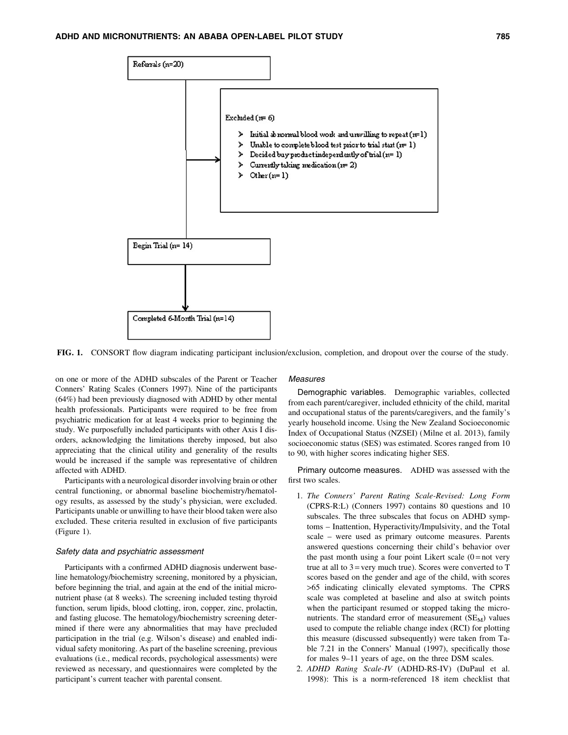Referrals (n=20)

Excluded (n= 6)

- Initial abnormal blood work and unwilling to repeat (n=1)
- Unable to complete blood test prior to trial start (n= 1)
- Decided buy product independently of trial (n= 1)
- Currently taking medication (n= 2)
- Other (n= 1)

Begin Trial (n= 14)

Completed 6-Month Trial (n=14)

**FIG. 1.** CONSORT flow diagram indicating participant inclusion/exclusion, completion, and dropout over the course of the study.

on one or more of the ADHD subscales of the Parent or Teacher Conners' Rating Scales (Conners 1997). Nine of the participants (64%) had been previously diagnosed with ADHD by other mental health professionals. Participants were required to be free from psychiatric medication for at least 4 weeks prior to beginning the study. We purposefully included participants with other Axis I disorders, acknowledging the limitations thereby imposed, but also appreciating that the clinical utility and generality of the results would be increased if the sample was representative of children affected with ADHD.

Participants with a neurological disorder involving brain or other central functioning, or abnormal baseline biochemistry/hematology results, as assessed by the study's physician, were excluded. Participants unable or unwilling to have their blood taken were also excluded. These criteria resulted in exclusion of five participants (Figure 1).

### *Safety data and psychiatric assessment*

Participants with a confirmed ADHD diagnosis underwent baseline hematology/biochemistry screening, monitored by a physician, before beginning the trial, and again at the end of the initial micronutrient phase (at 8 weeks). The screening included testing thyroid function, serum lipids, blood clotting, iron, copper, zinc, prolactin, and fasting glucose. The hematology/biochemistry screening determined if there were any abnormalities that may have precluded participation in the trial (e.g. Wilson's disease) and enabled individual safety monitoring. As part of the baseline screening, previous evaluations (i.e., medical records, psychological assessments) were reviewed as necessary, and questionnaires were completed by the participant's current teacher with parental consent.

### *Measures*

**Demographic variables.** Demographic variables, collected from each parent/caregiver, included ethnicity of the child, marital and occupational status of the parents/caregivers, and the family's yearly household income. Using the New Zealand Socioeconomic Index of Occupational Status (NZSEI) (Milne et al. 2013), family socioeconomic status (SES) was estimated. Scores ranged from 10 to 90, with higher scores indicating higher SES.

**Primary outcome measures.** ADHD was assessed with the first two scales.

1. *The Conners' Parent Rating Scale-Revised: Long Form* (CPRS-R:L) (Conners 1997) contains 80 questions and 10 subscales. The three subscales that focus on ADHD symptoms – Inattention, Hyperactivity/Impulsivity, and the Total scale – were used as primary outcome measures. Parents answered questions concerning their child's behavior over the past month using a four point Likert scale (0 = not very true at all to 3 = very much true). Scores were converted to T scores based on the gender and age of the child, with scores >65 indicating clinically elevated symptoms. The CPRS scale was completed at baseline and also at switch points when the participant resumed or stopped taking the micronutrients. The standard error of measurement ($SE_M$) values used to compute the reliable change index (RCI) for plotting this measure (discussed subsequently) were taken from Table 7.21 in the Conners' Manual (1997), specifically those for males 9–11 years of age, on the three DSM scales.
2. *ADHD Rating Scale-IV* (ADHD-RS-IV) (DuPaul et al. 1998): This is a norm-referenced 18 item checklist that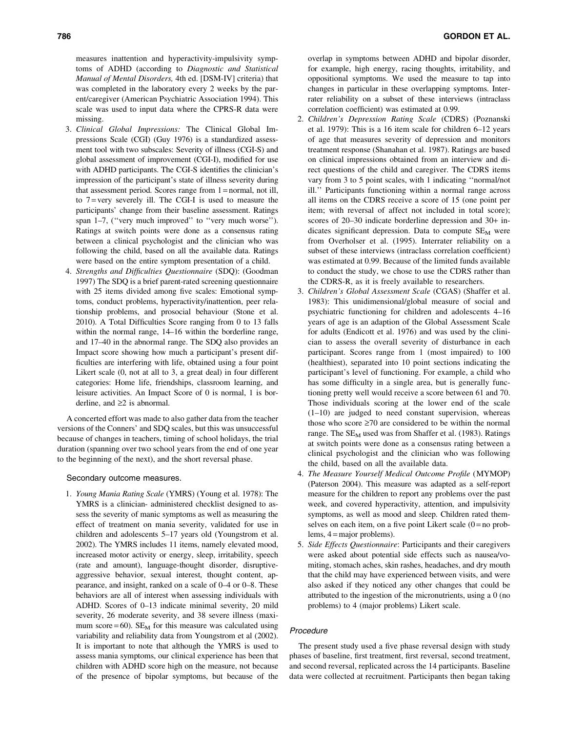measures inattention and hyperactivity-impulsivity symptoms of ADHD (according to *Diagnostic and Statistical Manual of Mental Disorders,* 4th ed. [DSM-IV] criteria) that was completed in the laboratory every 2 weeks by the parent/caregiver (American Psychiatric Association 1994). This scale was used to input data where the CPRS-R data were missing.

3. *Clinical Global Impressions:* The Clinical Global Impressions Scale (CGI) (Guy 1976) is a standardized assessment tool with two subscales: Severity of illness (CGI-S) and global assessment of improvement (CGI-I), modified for use with ADHD participants. The CGI-S identifies the clinician's impression of the participant's state of illness severity during that assessment period. Scores range from 1 = normal, not ill, to 7 = very severely ill. The CGI-I is used to measure the participants' change from their baseline assessment. Ratings span 1–7, (''very much improved'' to ''very much worse''). Ratings at switch points were done as a consensus rating between a clinical psychologist and the clinician who was following the child, based on all the available data. Ratings were based on the entire symptom presentation of a child.
4. *Strengths and Difficulties Questionnaire* (SDQ): (Goodman 1997) The SDQ is a brief parent-rated screening questionnaire with 25 items divided among five scales: Emotional symptoms, conduct problems, hyperactivity/inattention, peer relationship problems, and prosocial behaviour (Stone et al. 2010). A Total Difficulties Score ranging from 0 to 13 falls within the normal range, 14–16 within the borderline range, and 17–40 in the abnormal range. The SDQ also provides an Impact score showing how much a participant's present difficulties are interfering with life, obtained using a four point Likert scale (0, not at all to 3, a great deal) in four different categories: Home life, friendships, classroom learning, and leisure activities. An Impact Score of 0 is normal, 1 is borderline, and ≥2 is abnormal.

A concerted effort was made to also gather data from the teacher versions of the Conners' and SDQ scales, but this was unsuccessful because of changes in teachers, timing of school holidays, the trial duration (spanning over two school years from the end of one year to the beginning of the next), and the short reversal phase.

#### Secondary outcome measures.

1. *Young Mania Rating Scale* (YMRS) (Young et al. 1978): The YMRS is a clinician- administered checklist designed to assess the severity of manic symptoms as well as measuring the effect of treatment on mania severity, validated for use in children and adolescents 5–17 years old (Youngstrom et al. 2002). The YMRS includes 11 items, namely elevated mood, increased motor activity or energy, sleep, irritability, speech (rate and amount), language-thought disorder, disruptive-aggressive behavior, sexual interest, thought content, appearance, and insight, ranked on a scale of 0–4 or 0–8. These behaviors are all of interest when assessing individuals with ADHD. Scores of 0–13 indicate minimal severity, 20 mild severity, 26 moderate severity, and 38 severe illness (maximum score = 60). $SE_M$ for this measure was calculated using variability and reliability data from Youngstrom et al (2002). It is important to note that although the YMRS is used to assess mania symptoms, our clinical experience has been that children with ADHD score high on the measure, not because of the presence of bipolar symptoms, but because of the overlap in symptoms between ADHD and bipolar disorder, for example, high energy, racing thoughts, irritability, and oppositional symptoms. We used the measure to tap into changes in particular in these overlapping symptoms. Interrater reliability on a subset of these interviews (intraclass correlation coefficient) was estimated at 0.99.
2. *Children's Depression Rating Scale* (CDRS) (Poznanski et al. 1979): This is a 16 item scale for children 6–12 years of age that measures severity of depression and monitors treatment response (Shanahan et al. 1987). Ratings are based on clinical impressions obtained from an interview and direct questions of the child and caregiver. The CDRS items vary from 3 to 5 point scales, with 1 indicating ''normal/not ill.'' Participants functioning within a normal range across all items on the CDRS receive a score of 15 (one point per item; with reversal of affect not included in total score); scores of 20–30 indicate borderline depression and 30+ indicates significant depression. Data to compute $SE_M$ were from Overholser et al. (1995). Interrater reliability on a subset of these interviews (intraclass correlation coefficient) was estimated at 0.99. Because of the limited funds available to conduct the study, we chose to use the CDRS rather than the CDRS-R, as it is freely available to researchers.
3. *Children's Global Assessment Scale* (CGAS) (Shaffer et al. 1983): This unidimensional/global measure of social and psychiatric functioning for children and adolescents 4–16 years of age is an adaption of the Global Assessment Scale for adults (Endicott et al. 1976) and was used by the clinician to assess the overall severity of disturbance in each participant. Scores range from 1 (most impaired) to 100 (healthiest), separated into 10 point sections indicating the participant's level of functioning. For example, a child who has some difficulty in a single area, but is generally functioning pretty well would receive a score between 61 and 70. Those individuals scoring at the lower end of the scale (1–10) are judged to need constant supervision, whereas those who score ≥70 are considered to be within the normal range. The $SE_M$ used was from Shaffer et al. (1983). Ratings at switch points were done as a consensus rating between a clinical psychologist and the clinician who was following the child, based on all the available data.
4. *The Measure Yourself Medical Outcome Profile* (MYMOP) (Paterson 2004). This measure was adapted as a self-report measure for the children to report any problems over the past week, and covered hyperactivity, attention, and impulsivity symptoms, as well as mood and sleep. Children rated themselves on each item, on a five point Likert scale (0 = no problems, 4 = major problems).
5. *Side Effects Questionnaire*: Participants and their caregivers were asked about potential side effects such as nausea/vomiting, stomach aches, skin rashes, headaches, and dry mouth that the child may have experienced between visits, and were also asked if they noticed any other changes that could be attributed to the ingestion of the micronutrients, using a 0 (no problems) to 4 (major problems) Likert scale.

### Procedure

The present study used a five phase reversal design with study phases of baseline, first treatment, first reversal, second treatment, and second reversal, replicated across the 14 participants. Baseline data were collected at recruitment. Participants then began taking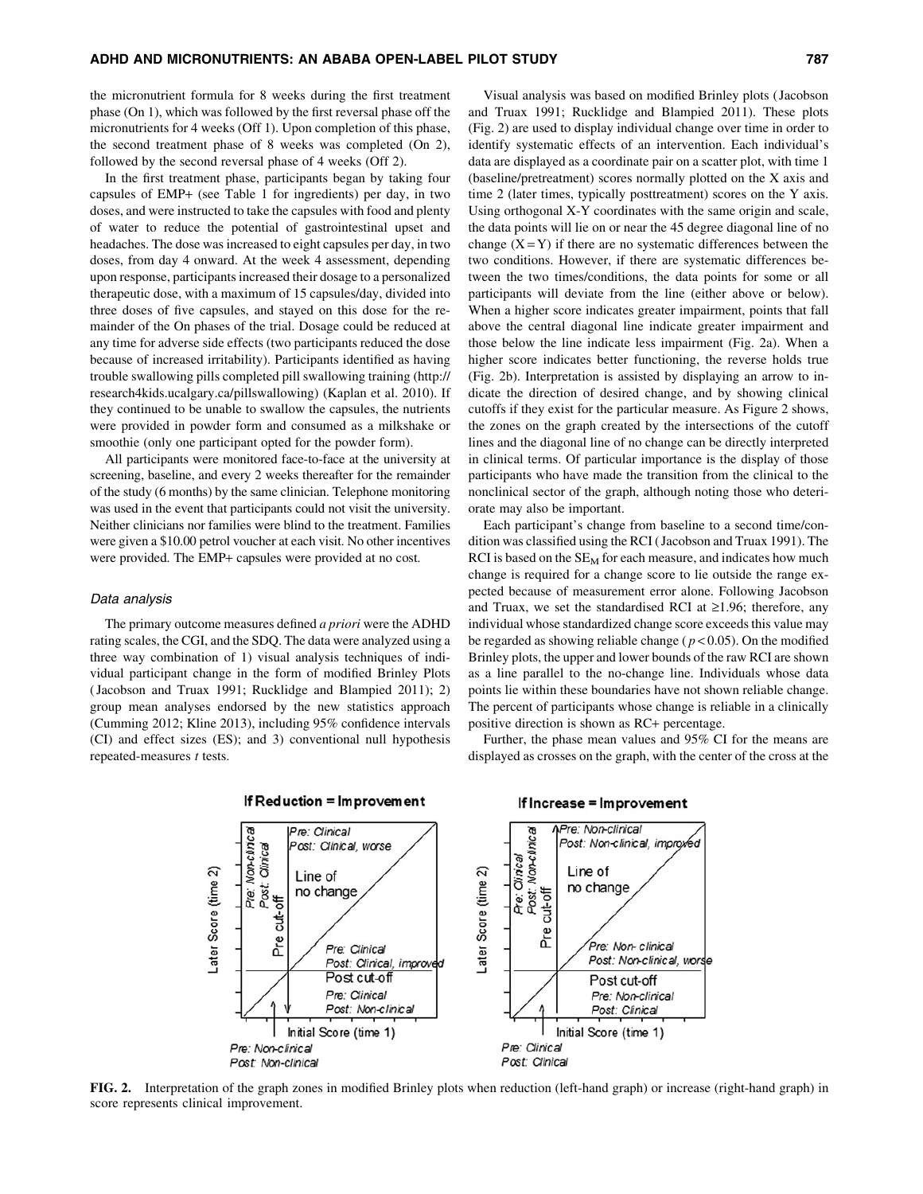the micronutrient formula for 8 weeks during the first treatment phase (On 1), which was followed by the first reversal phase off the micronutrients for 4 weeks (Off 1). Upon completion of this phase, the second treatment phase of 8 weeks was completed (On 2), followed by the second reversal phase of 4 weeks (Off 2).

In the first treatment phase, participants began by taking four capsules of EMP+ (see Table 1 for ingredients) per day, in two doses, and were instructed to take the capsules with food and plenty of water to reduce the potential of gastrointestinal upset and headaches. The dose was increased to eight capsules per day, in two doses, from day 4 onward. At the week 4 assessment, depending upon response, participants increased their dosage to a personalized therapeutic dose, with a maximum of 15 capsules/day, divided into three doses of five capsules, and stayed on this dose for the remainder of the On phases of the trial. Dosage could be reduced at any time for adverse side effects (two participants reduced the dose because of increased irritability). Participants identified as having trouble swallowing pills completed pill swallowing training (http://research4kids.ucalgary.ca/pillswallowing) (Kaplan et al. 2010). If they continued to be unable to swallow the capsules, the nutrients were provided in powder form and consumed as a milkshake or smoothie (only one participant opted for the powder form).

All participants were monitored face-to-face at the university at screening, baseline, and every 2 weeks thereafter for the remainder of the study (6 months) by the same clinician. Telephone monitoring was used in the event that participants could not visit the university. Neither clinicians nor families were blind to the treatment. Families were given a $10.00 petrol voucher at each visit. No other incentives were provided. The EMP+ capsules were provided at no cost.

### *Data analysis*

The primary outcome measures defined *a priori* were the ADHD rating scales, the CGI, and the SDQ. The data were analyzed using a three way combination of 1) visual analysis techniques of individual participant change in the form of modified Brinley Plots (Jacobson and Truax 1991; Rucklidge and Blampied 2011); 2) group mean analyses endorsed by the new statistics approach (Cumming 2012; Kline 2013), including 95% confidence intervals (CI) and effect sizes (ES); and 3) conventional null hypothesis repeated-measures *t* tests.

Visual analysis was based on modified Brinley plots (Jacobson and Truax 1991; Rucklidge and Blampied 2011). These plots (Fig. 2) are used to display individual change over time in order to identify systematic effects of an intervention. Each individual's data are displayed as a coordinate pair on a scatter plot, with time 1 (baseline/pretreatment) scores normally plotted on the X axis and time 2 (later times, typically posttreatment) scores on the Y axis. Using orthogonal X-Y coordinates with the same origin and scale, the data points will lie on or near the 45 degree diagonal line of no change (X = Y) if there are no systematic differences between the two conditions. However, if there are systematic differences between the two times/conditions, the data points for some or all participants will deviate from the line (either above or below). When a higher score indicates greater impairment, points that fall above the central diagonal line indicate greater impairment and those below the line indicate less impairment (Fig. 2a). When a higher score indicates better functioning, the reverse holds true (Fig. 2b). Interpretation is assisted by displaying an arrow to indicate the direction of desired change, and by showing clinical cutoffs if they exist for the particular measure. As Figure 2 shows, the zones on the graph created by the intersections of the cutoff lines and the diagonal line of no change can be directly interpreted in clinical terms. Of particular importance is the display of those participants who have made the transition from the clinical to the nonclinical sector of the graph, although noting those who deteriorate may also be important.

Each participant's change from baseline to a second time/condition was classified using the RCI (Jacobson and Truax 1991). The RCI is based on the $SE_M$ for each measure, and indicates how much change is required for a change score to lie outside the range expected because of measurement error alone. Following Jacobson and Truax, we set the standardised RCI at $\geq 1.96$; therefore, any individual whose standardized change score exceeds this value may be regarded as showing reliable change ($p < 0.05$). On the modified Brinley plots, the upper and lower bounds of the raw RCI are shown as a line parallel to the no-change line. Individuals whose data points lie within these boundaries have not shown reliable change. The percent of participants whose change is reliable in a clinically positive direction is shown as RC+ percentage.

Further, the phase mean values and 95% CI for the means are displayed as crosses on the graph, with the center of the cross at the

**FIG. 2.** Interpretation of the graph zones in modified Brinley plots when reduction (left-hand graph) or increase (right-hand graph) in score represents clinical improvement.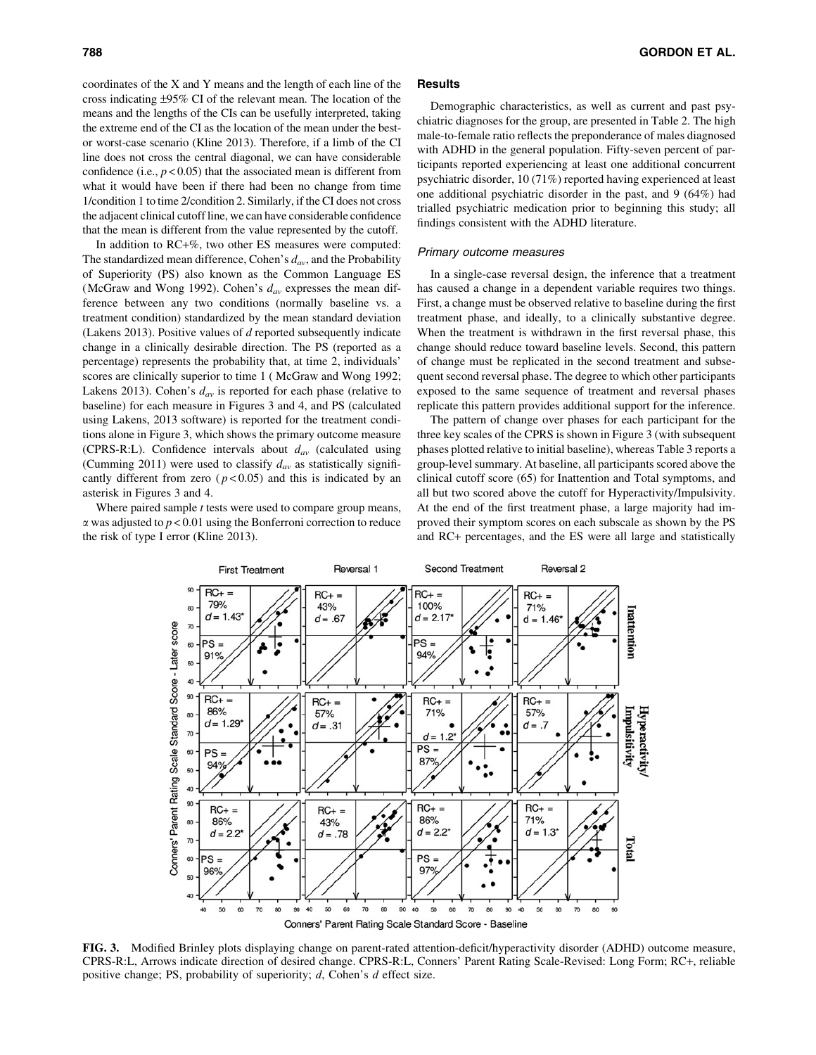coordinates of the X and Y means and the length of each line of the cross indicating ±95% CI of the relevant mean. The location of the means and the lengths of the CIs can be usefully interpreted, taking the extreme end of the CI as the location of the mean under the best- or worst-case scenario (Kline 2013). Therefore, if a limb of the CI line does not cross the central diagonal, we can have considerable confidence (i.e., $p < 0.05$) that the associated mean is different from what it would have been if there had been no change from time 1/condition 1 to time 2/condition 2. Similarly, if the CI does not cross the adjacent clinical cutoff line, we can have considerable confidence that the mean is different from the value represented by the cutoff.

In addition to RC+%, two other ES measures were computed: The standardized mean difference, Cohen's $d_{av}$, and the Probability of Superiority (PS) also known as the Common Language ES (McGraw and Wong 1992). Cohen's $d_{av}$ expresses the mean difference between any two conditions (normally baseline vs. a treatment condition) standardized by the mean standard deviation (Lakens 2013). Positive values of *d* reported subsequently indicate change in a clinically desirable direction. The PS (reported as a percentage) represents the probability that, at time 2, individuals' scores are clinically superior to time 1 ( McGraw and Wong 1992; Lakens 2013). Cohen's $d_{av}$ is reported for each phase (relative to baseline) for each measure in Figures 3 and 4, and PS (calculated using Lakens, 2013 software) is reported for the treatment conditions alone in Figure 3, which shows the primary outcome measure (CPRS-R:L). Confidence intervals about $d_{av}$ (calculated using (Cumming 2011) were used to classify $d_{av}$ as statistically significantly different from zero ( $p < 0.05$) and this is indicated by an asterisk in Figures 3 and 4.

Where paired sample *t* tests were used to compare group means, $\alpha$ was adjusted to $p < 0.01$ using the Bonferroni correction to reduce the risk of type I error (Kline 2013).

## Results

Demographic characteristics, as well as current and past psychiatric diagnoses for the group, are presented in Table 2. The high male-to-female ratio reflects the preponderance of males diagnosed with ADHD in the general population. Fifty-seven percent of participants reported experiencing at least one additional concurrent psychiatric disorder, 10 (71%) reported having experienced at least one additional psychiatric disorder in the past, and 9 (64%) had trialled psychiatric medication prior to beginning this study; all findings consistent with the ADHD literature.

### *Primary outcome measures*

In a single-case reversal design, the inference that a treatment has caused a change in a dependent variable requires two things. First, a change must be observed relative to baseline during the first treatment phase, and ideally, to a clinically substantive degree. When the treatment is withdrawn in the first reversal phase, this change should reduce toward baseline levels. Second, this pattern of change must be replicated in the second treatment and subsequent second reversal phase. The degree to which other participants exposed to the same sequence of treatment and reversal phases replicate this pattern provides additional support for the inference.

The pattern of change over phases for each participant for the three key scales of the CPRS is shown in Figure 3 (with subsequent phases plotted relative to initial baseline), whereas Table 3 reports a group-level summary. At baseline, all participants scored above the clinical cutoff score (65) for Inattention and Total symptoms, and all but two scored above the cutoff for Hyperactivity/Impulsivity. At the end of the first treatment phase, a large majority had improved their symptom scores on each subscale as shown by the PS and RC+ percentages, and the ES were all large and statistically

FIG. 3. Modified Brinley plots displaying change on parent-rated attention-deficit/hyperactivity disorder (ADHD) outcome measure, CPRS-R:L, Arrows indicate direction of desired change. CPRS-R:L, Conners' Parent Rating Scale-Revised: Long Form; RC+, reliable positive change; PS, probability of superiority; *d*, Cohen's *d* effect size.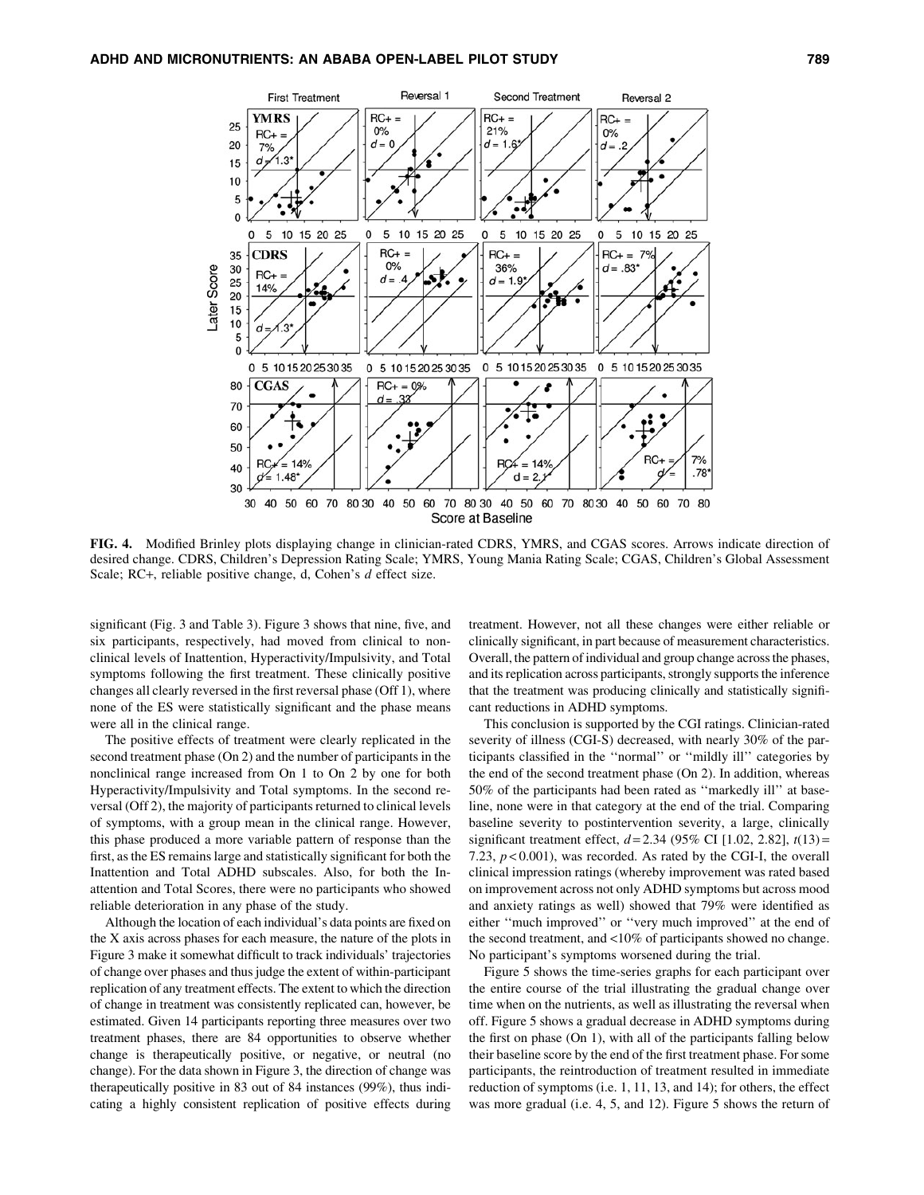FIG. 4. Modified Brinley plots displaying change in clinician-rated CDRS, YMRS, and CGAS scores. Arrows indicate direction of desired change. CDRS, Children's Depression Rating Scale; YMRS, Young Mania Rating Scale; CGAS, Children's Global Assessment Scale; RC+, reliable positive change, d, Cohen's *d* effect size.

significant (Fig. 3 and Table 3). Figure 3 shows that nine, five, and six participants, respectively, had moved from clinical to nonclinical levels of Inattention, Hyperactivity/Impulsivity, and Total symptoms following the first treatment. These clinically positive changes all clearly reversed in the first reversal phase (Off 1), where none of the ES were statistically significant and the phase means were all in the clinical range.

The positive effects of treatment were clearly replicated in the second treatment phase (On 2) and the number of participants in the nonclinical range increased from On 1 to On 2 by one for both Hyperactivity/Impulsivity and Total symptoms. In the second reversal (Off 2), the majority of participants returned to clinical levels of symptoms, with a group mean in the clinical range. However, this phase produced a more variable pattern of response than the first, as the ES remains large and statistically significant for both the Inattention and Total ADHD subscales. Also, for both the Inattention and Total Scores, there were no participants who showed reliable deterioration in any phase of the study.

Although the location of each individual's data points are fixed on the X axis across phases for each measure, the nature of the plots in Figure 3 make it somewhat difficult to track individuals' trajectories of change over phases and thus judge the extent of within-participant replication of any treatment effects. The extent to which the direction of change in treatment was consistently replicated can, however, be estimated. Given 14 participants reporting three measures over two treatment phases, there are 84 opportunities to observe whether change is therapeutically positive, or negative, or neutral (no change). For the data shown in Figure 3, the direction of change was therapeutically positive in 83 out of 84 instances (99%), thus indicating a highly consistent replication of positive effects during treatment. However, not all these changes were either reliable or clinically significant, in part because of measurement characteristics. Overall, the pattern of individual and group change across the phases, and its replication across participants, strongly supports the inference that the treatment was producing clinically and statistically significant reductions in ADHD symptoms.

This conclusion is supported by the CGI ratings. Clinician-rated severity of illness (CGI-S) decreased, with nearly 30% of the participants classified in the ''normal'' or ''mildly ill'' categories by the end of the second treatment phase (On 2). In addition, whereas 50% of the participants had been rated as ''markedly ill'' at baseline, none were in that category at the end of the trial. Comparing baseline severity to postintervention severity, a large, clinically significant treatment effect, $d = 2.34$ (95% CI [1.02, 2.82], $t(13) = 7.23$, $p < 0.001$), was recorded. As rated by the CGI-I, the overall clinical impression ratings (whereby improvement was rated based on improvement across not only ADHD symptoms but across mood and anxiety ratings as well) showed that 79% were identified as either ''much improved'' or ''very much improved'' at the end of the second treatment, and <10% of participants showed no change. No participant's symptoms worsened during the trial.

Figure 5 shows the time-series graphs for each participant over the entire course of the trial illustrating the gradual change over time when on the nutrients, as well as illustrating the reversal when off. Figure 5 shows a gradual decrease in ADHD symptoms during the first on phase (On 1), with all of the participants falling below their baseline score by the end of the first treatment phase. For some participants, the reintroduction of treatment resulted in immediate reduction of symptoms (i.e. 1, 11, 13, and 14); for others, the effect was more gradual (i.e. 4, 5, and 12). Figure 5 shows the return of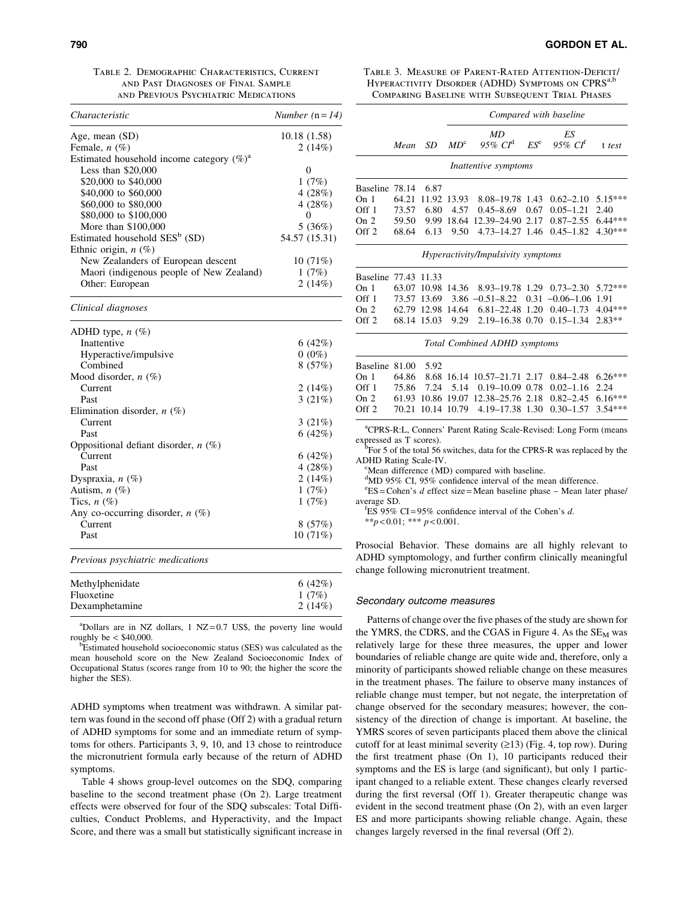Table 2. Demographic Characteristics, Current and Past Diagnoses of Final Sample and Previous Psychiatric Medications

| *Characteristic* | *Number (n = 14)* |
|---|---|
| Age, mean (SD) | 10.18 (1.58) |
| Female, *n* (%) | 2 (14%) |
| Estimated household income category (%)[a] | |
| Less than \$20,000 | 0 |
| \$20,000 to \$40,000 | 1 (7%) |
| \$40,000 to \$60,000 | 4 (28%) |
| \$60,000 to \$80,000 | 4 (28%) |
| \$80,000 to \$100,000 | 0 |
| More than \$100,000 | 5 (36%) |
| Estimated household SES[b] (SD) | 54.57 (15.31) |
| Ethnic origin, *n* (%) | |
| New Zealanders of European descent | 10 (71%) |
| Maori (indigenous people of New Zealand) | 1 (7%) |
| Other: European | 2 (14%) |
| *Clinical diagnoses* | |
| ADHD type, *n* (%) | |
| Inattentive | 6 (42%) |
| Hyperactive/impulsive | 0 (0%) |
| Combined | 8 (57%) |
| Mood disorder, *n* (%) | |
| Current | 2 (14%) |
| Past | 3 (21%) |
| Elimination disorder, *n* (%) | |
| Current | 3 (21%) |
| Past | 6 (42%) |
| Oppositional defiant disorder, *n* (%) | |
| Current | 6 (42%) |
| Past | 4 (28%) |
| Dyspraxia, *n* (%) | 2 (14%) |
| Autism, *n* (%) | 1 (7%) |
| Tics, *n* (%) | 1 (7%) |
| Any co-occurring disorder, *n* (%) | |
| Current | 8 (57%) |
| Past | 10 (71%) |
| *Previous psychiatric medications* | |
| Methylphenidate | 6 (42%) |
| Fluoxetine | 1 (7%) |
| Dexamphetamine | 2 (14%) |

[a]Dollars are in NZ dollars, 1 NZ = 0.7 US\$, the poverty line would roughly be < \$40,000.
[b]Estimated household socioeconomic status (SES) was calculated as the mean household score on the New Zealand Socioeconomic Index of Occupational Status (scores range from 10 to 90; the higher the score the higher the SES).

ADHD symptoms when treatment was withdrawn. A similar pattern was found in the second off phase (Off 2) with a gradual return of ADHD symptoms for some and an immediate return of symptoms for others. Participants 3, 9, 10, and 13 chose to reintroduce the micronutrient formula early because of the return of ADHD symptoms.

Table 4 shows group-level outcomes on the SDQ, comparing baseline to the second treatment phase (On 2). Large treatment effects were observed for four of the SDQ subscales: Total Difficulties, Conduct Problems, and Hyperactivity, and the Impact Score, and there was a small but statistically significant increase in Prosocial Behavior. These domains are all highly relevant to ADHD symptomology, and further confirm clinically meaningful change following micronutrient treatment.

Table 3. Measure of Parent-Rated Attention-Deficit/Hyperactivity Disorder (ADHD) Symptoms on CPRS[a,b] Comparing Baseline with Subsequent Trial Phases

| | | | Compared with baseline | | | | |
|---|---|---|---|---|---|---|---|
| | *Mean* | *SD* | *MD*[c] | *MD 95% CI*[d] | *ES*[e] | *ES 95% CI*[f] | *t test* |
| *Inattentive symptoms* | | | | | | | |
| Baseline | 78.14 | 6.87 | | | | | |
| On 1 | 64.21 | 11.92 | 13.93 | 8.08–19.78 | 1.43 | 0.62–2.10 | 5.15*** |
| Off 1 | 73.57 | 6.80 | 4.57 | 0.45–8.69 | 0.67 | 0.05–1.21 | 2.40 |
| On 2 | 59.50 | 9.99 | 18.64 | 12.39–24.90 | 2.17 | 0.87–2.55 | 6.44*** |
| Off 2 | 68.64 | 6.13 | 9.50 | 4.73–14.27 | 1.46 | 0.45–1.82 | 4.30*** |
| *Hyperactivity/Impulsivity symptoms* | | | | | | | |
| Baseline | 77.43 | 11.33 | | | | | |
| On 1 | 63.07 | 10.98 | 14.36 | 8.93–19.78 | 1.29 | 0.73–2.30 | 5.72*** |
| Off 1 | 73.57 | 13.69 | 3.86 | −0.51–8.22 | 0.31 | −0.06–1.06 | 1.91 |
| On 2 | 62.79 | 12.98 | 14.64 | 6.81–22.48 | 1.20 | 0.40–1.73 | 4.04*** |
| Off 2 | 68.14 | 15.03 | 9.29 | 2.19–16.38 | 0.70 | 0.15–1.34 | 2.83** |
| *Total Combined ADHD symptoms* | | | | | | | |
| Baseline | 81.00 | 5.92 | | | | | |
| On 1 | 64.86 | 8.68 | 16.14 | 10.57–21.71 | 2.17 | 0.84–2.48 | 6.26*** |
| Off 1 | 75.86 | 7.24 | 5.14 | 0.19–10.09 | 0.78 | 0.02–1.16 | 2.24 |
| On 2 | 61.93 | 10.86 | 19.07 | 12.38–25.76 | 2.18 | 0.82–2.45 | 6.16*** |
| Off 2 | 70.21 | 10.14 | 10.79 | 4.19–17.38 | 1.30 | 0.30–1.57 | 3.54*** |

[a]CPRS-R:L, Conners' Parent Rating Scale-Revised: Long Form (means expressed as T scores).
[b]For 5 of the total 56 switches, data for the CPRS-R was replaced by the ADHD Rating Scale-IV.
[c]Mean difference (MD) compared with baseline.
[d]MD 95% CI, 95% confidence interval of the mean difference.
[e]ES = Cohen's *d* effect size = Mean baseline phase – Mean later phase/average SD.
[f]ES 95% CI = 95% confidence interval of the Cohen's *d*.
** $p < 0.01$; *** $p < 0.001$.

### Secondary outcome measures

Patterns of change over the five phases of the study are shown for the YMRS, the CDRS, and the CGAS in Figure 4. As the $SE_M$ was relatively large for these three measures, the upper and lower boundaries of reliable change are quite wide and, therefore, only a minority of participants showed reliable change on these measures in the treatment phases. The failure to observe many instances of reliable change must temper, but not negate, the interpretation of change observed for the secondary measures; however, the consistency of the direction of change is important. At baseline, the YMRS scores of seven participants placed them above the clinical cutoff for at least minimal severity (≥13) (Fig. 4, top row). During the first treatment phase (On 1), 10 participants reduced their symptoms and the ES is large (and significant), but only 1 participant changed to a reliable extent. These changes clearly reversed during the first reversal (Off 1). Greater therapeutic change was evident in the second treatment phase (On 2), with an even larger ES and more participants showing reliable change. Again, these changes largely reversed in the final reversal (Off 2).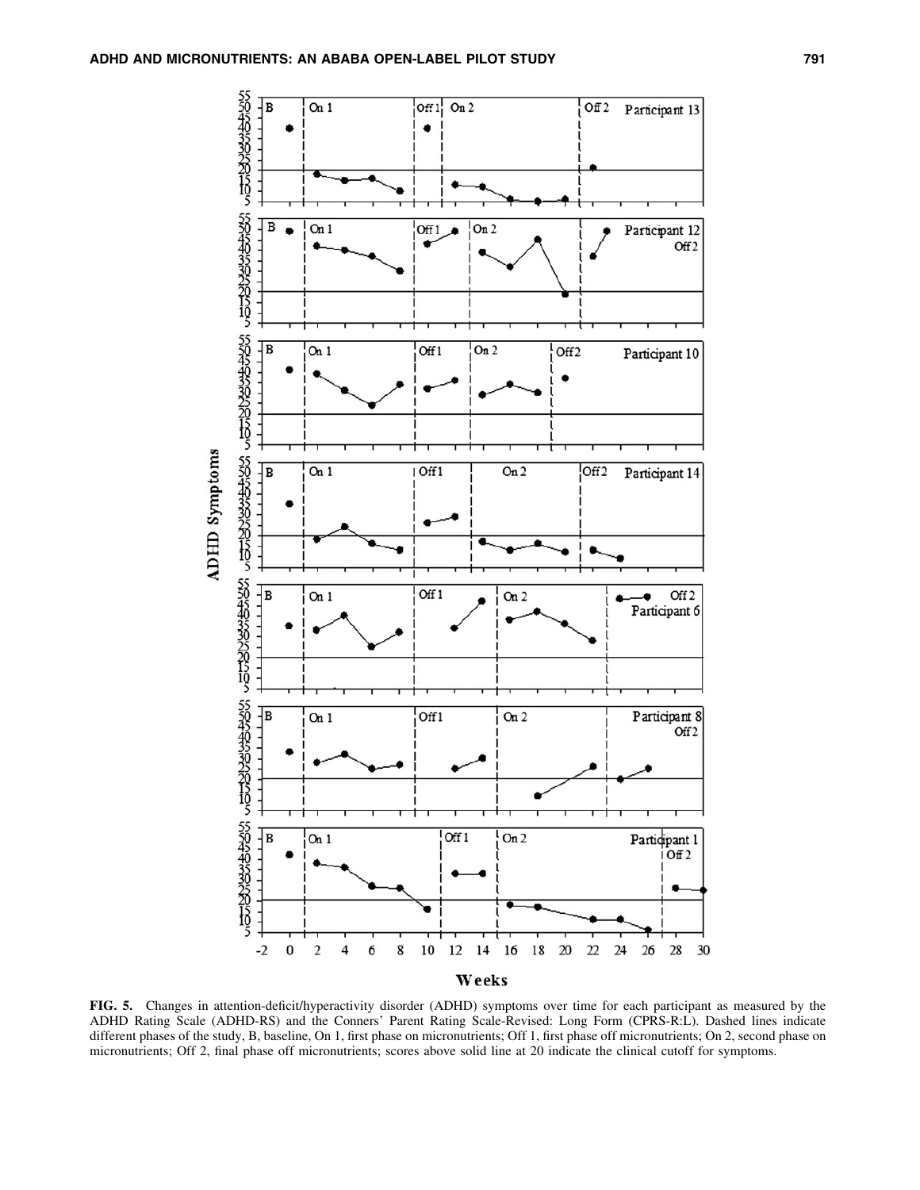FIG. 5. Changes in attention-deficit/hyperactivity disorder (ADHD) symptoms over time for each participant as measured by the ADHD Rating Scale (ADHD-RS) and the Conners' Parent Rating Scale-Revised: Long Form (CPRS-R:L). Dashed lines indicate different phases of the study, B, baseline, On 1, first phase on micronutrients; Off 1, first phase off micronutrients; On 2, second phase on micronutrients; Off 2, final phase off micronutrients; scores above solid line at 20 indicate the clinical cutoff for symptoms.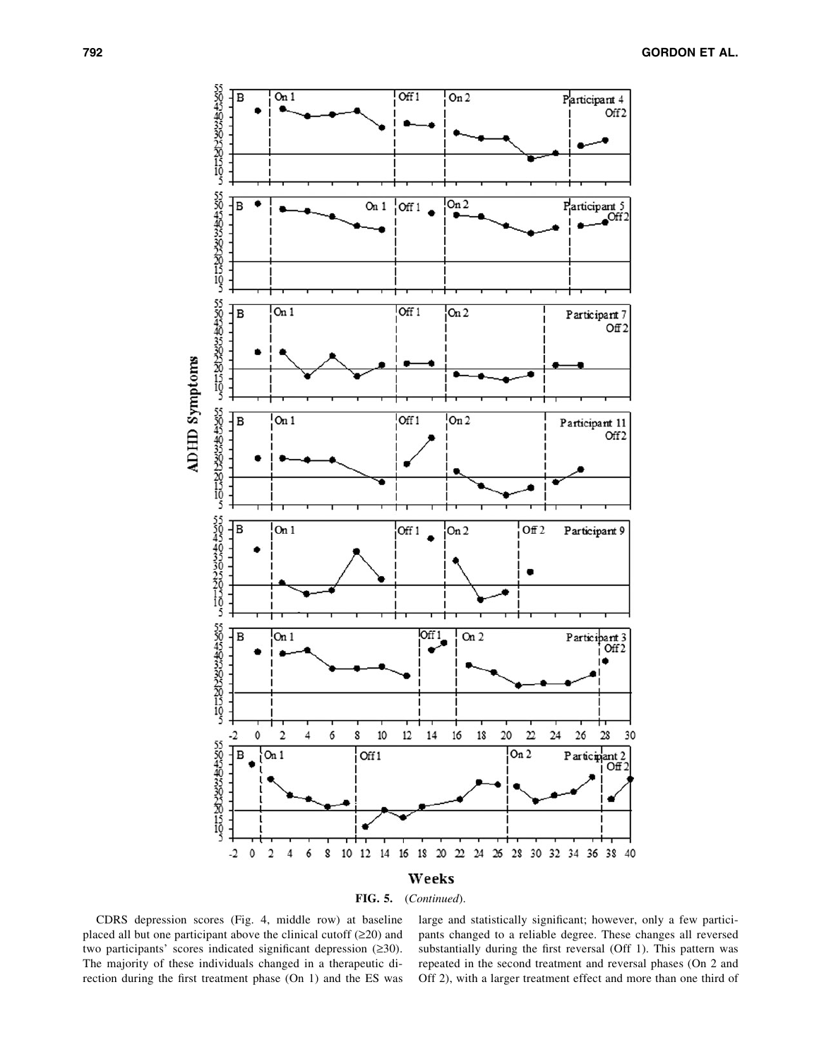**FIG. 5.** (*Continued*).

CDRS depression scores (Fig. 4, middle row) at baseline placed all but one participant above the clinical cutoff (≥20) and two participants' scores indicated significant depression (≥30). The majority of these individuals changed in a therapeutic direction during the first treatment phase (On 1) and the ES was large and statistically significant; however, only a few participants changed to a reliable degree. These changes all reversed substantially during the first reversal (Off 1). This pattern was repeated in the second treatment and reversal phases (On 2 and Off 2), with a larger treatment effect and more than one third of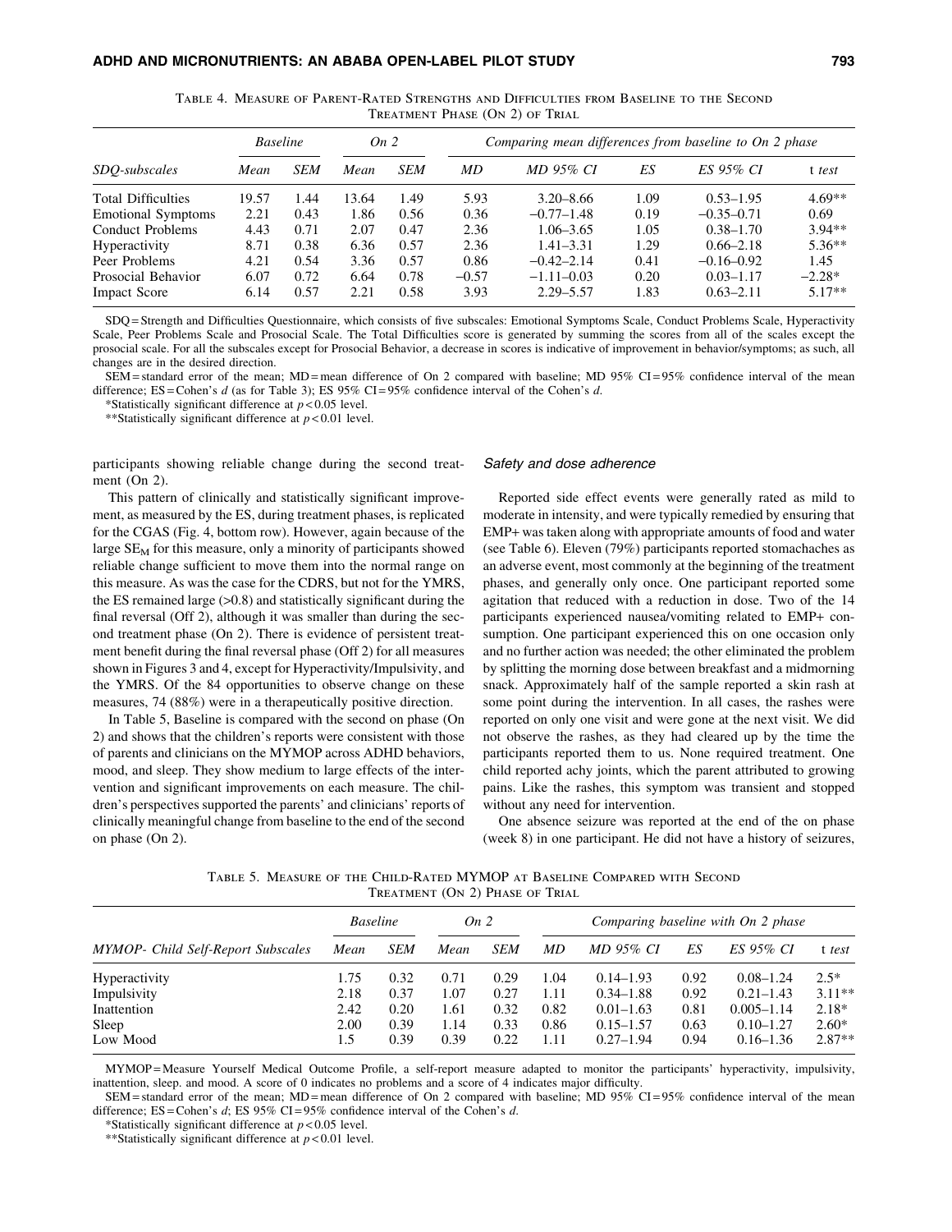Table 4. Measure of Parent-Rated Strengths and Difficulties from Baseline to the Second Treatment Phase (On 2) of Trial

| SDQ-subscales | Baseline | | On 2 | | Comparing mean differences from baseline to On 2 phase | | | | |
|---|---|---|---|---|---|---|---|---|---|
| | Mean | SEM | Mean | SEM | MD | MD 95% CI | ES | ES 95% CI | t test |
| Total Difficulties | 19.57 | 1.44 | 13.64 | 1.49 | 5.93 | 3.20–8.66 | 1.09 | 0.53–1.95 | 4.69** |
| Emotional Symptoms | 2.21 | 0.43 | 1.86 | 0.56 | 0.36 | −0.77–1.48 | 0.19 | −0.35–0.71 | 0.69 |
| Conduct Problems | 4.43 | 0.71 | 2.07 | 0.47 | 2.36 | 1.06–3.65 | 1.05 | 0.38–1.70 | 3.94** |
| Hyperactivity | 8.71 | 0.38 | 6.36 | 0.57 | 2.36 | 1.41–3.31 | 1.29 | 0.66–2.18 | 5.36** |
| Peer Problems | 4.21 | 0.54 | 3.36 | 0.57 | 0.86 | −0.42–2.14 | 0.41 | −0.16–0.92 | 1.45 |
| Prosocial Behavior | 6.07 | 0.72 | 6.64 | 0.78 | −0.57 | −1.11–0.03 | 0.20 | 0.03–1.17 | −2.28* |
| Impact Score | 6.14 | 0.57 | 2.21 | 0.58 | 3.93 | 2.29–5.57 | 1.83 | 0.63–2.11 | 5.17** |

SDQ = Strength and Difficulties Questionnaire, which consists of five subscales: Emotional Symptoms Scale, Conduct Problems Scale, Hyperactivity Scale, Peer Problems Scale and Prosocial Scale. The Total Difficulties score is generated by summing the scores from all of the scales except the prosocial scale. For all the subscales except for Prosocial Behavior, a decrease in scores is indicative of improvement in behavior/symptoms; as such, all changes are in the desired direction.

SEM = standard error of the mean; MD = mean difference of On 2 compared with baseline; MD 95% CI = 95% confidence interval of the mean difference; ES = Cohen's *d* (as for Table 3); ES 95% CI = 95% confidence interval of the Cohen's *d*.

*Statistically significant difference at $p < 0.05$ level.

**Statistically significant difference at $p < 0.01$ level.

participants showing reliable change during the second treatment (On 2).

This pattern of clinically and statistically significant improvement, as measured by the ES, during treatment phases, is replicated for the CGAS (Fig. 4, bottom row). However, again because of the large $SE_M$ for this measure, only a minority of participants showed reliable change sufficient to move them into the normal range on this measure. As was the case for the CDRS, but not for the YMRS, the ES remained large (>0.8) and statistically significant during the final reversal (Off 2), although it was smaller than during the second treatment phase (On 2). There is evidence of persistent treatment benefit during the final reversal phase (Off 2) for all measures shown in Figures 3 and 4, except for Hyperactivity/Impulsivity, and the YMRS. Of the 84 opportunities to observe change on these measures, 74 (88%) were in a therapeutically positive direction.

In Table 5, Baseline is compared with the second on phase (On 2) and shows that the children's reports were consistent with those of parents and clinicians on the MYMOP across ADHD behaviors, mood, and sleep. They show medium to large effects of the intervention and significant improvements on each measure. The children's perspectives supported the parents' and clinicians' reports of clinically meaningful change from baseline to the end of the second on phase (On 2).

### *Safety and dose adherence*

Reported side effect events were generally rated as mild to moderate in intensity, and were typically remedied by ensuring that EMP+ was taken along with appropriate amounts of food and water (see Table 6). Eleven (79%) participants reported stomachaches as an adverse event, most commonly at the beginning of the treatment phases, and generally only once. One participant reported some agitation that reduced with a reduction in dose. Two of the 14 participants experienced nausea/vomiting related to EMP+ consumption. One participant experienced this on one occasion only and no further action was needed; the other eliminated the problem by splitting the morning dose between breakfast and a midmorning snack. Approximately half of the sample reported a skin rash at some point during the intervention. In all cases, the rashes were reported on only one visit and were gone at the next visit. We did not observe the rashes, as they had cleared up by the time the participants reported them to us. None required treatment. One child reported achy joints, which the parent attributed to growing pains. Like the rashes, this symptom was transient and stopped without any need for intervention.

One absence seizure was reported at the end of the on phase (week 8) in one participant. He did not have a history of seizures,

Table 5. Measure of the Child-Rated MYMOP at Baseline Compared with Second Treatment (On 2) Phase of Trial

| MYMOP- Child Self-Report Subscales | Baseline | | On 2 | | Comparing baseline with On 2 phase | | | | |
|---|---|---|---|---|---|---|---|---|---|
| | Mean | SEM | Mean | SEM | MD | MD 95% CI | ES | ES 95% CI | t test |
| Hyperactivity | 1.75 | 0.32 | 0.71 | 0.29 | 1.04 | 0.14–1.93 | 0.92 | 0.08–1.24 | 2.5* |
| Impulsivity | 2.18 | 0.37 | 1.07 | 0.27 | 1.11 | 0.34–1.88 | 0.92 | 0.21–1.43 | 3.11** |
| Inattention | 2.42 | 0.20 | 1.61 | 0.32 | 0.82 | 0.01–1.63 | 0.81 | 0.005–1.14 | 2.18* |
| Sleep | 2.00 | 0.39 | 1.14 | 0.33 | 0.86 | 0.15–1.57 | 0.63 | 0.10–1.27 | 2.60* |
| Low Mood | 1.5 | 0.39 | 0.39 | 0.22 | 1.11 | 0.27–1.94 | 0.94 | 0.16–1.36 | 2.87** |

MYMOP = Measure Yourself Medical Outcome Profile, a self-report measure adapted to monitor the participants' hyperactivity, impulsivity, inattention, sleep. and mood. A score of 0 indicates no problems and a score of 4 indicates major difficulty.

SEM = standard error of the mean; MD = mean difference of On 2 compared with baseline; MD 95% CI = 95% confidence interval of the mean difference; ES = Cohen's *d*; ES 95% CI = 95% confidence interval of the Cohen's *d*.

*Statistically significant difference at $p < 0.05$ level.

**Statistically significant difference at $p < 0.01$ level.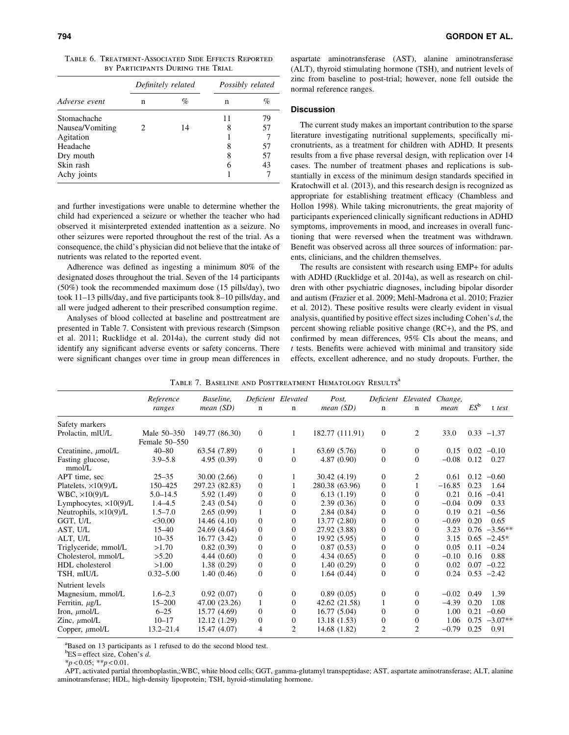Table 6. Treatment-Associated Side Effects Reported by Participants During the Trial

| Adverse event | Definitely related | | Possibly related | |
|---|---|---|---|---|
| | n | % | n | % |
| Stomachache | | | 11 | 79 |
| Nausea/Vomiting | 2 | 14 | 8 | 57 |
| Agitation | | | 1 | 7 |
| Headache | | | 8 | 57 |
| Dry mouth | | | 8 | 57 |
| Skin rash | | | 6 | 43 |
| Achy joints | | | 1 | 7 |

and further investigations were unable to determine whether the child had experienced a seizure or whether the teacher who had observed it misinterpreted extended inattention as a seizure. No other seizures were reported throughout the rest of the trial. As a consequence, the child's physician did not believe that the intake of nutrients was related to the reported event.

Adherence was defined as ingesting a minimum 80% of the designated doses throughout the trial. Seven of the 14 participants (50%) took the recommended maximum dose (15 pills/day), two took 11–13 pills/day, and five participants took 8–10 pills/day, and all were judged adherent to their prescribed consumption regime.

Analyses of blood collected at baseline and posttreatment are presented in Table 7. Consistent with previous research (Simpson et al. 2011; Rucklidge et al. 2014a), the current study did not identify any significant adverse events or safety concerns. There were significant changes over time in group mean differences in aspartate aminotransferase (AST), alanine aminotransferase (ALT), thyroid stimulating hormone (TSH), and nutrient levels of zinc from baseline to post-trial; however, none fell outside the normal reference ranges.

## Discussion

The current study makes an important contribution to the sparse literature investigating nutritional supplements, specifically micronutrients, as a treatment for children with ADHD. It presents results from a five phase reversal design, with replication over 14 cases. The number of treatment phases and replications is substantially in excess of the minimum design standards specified in Kratochwill et al. (2013), and this research design is recognized as appropriate for establishing treatment efficacy (Chambless and Hollon 1998). While taking micronutrients, the great majority of participants experienced clinically significant reductions in ADHD symptoms, improvements in mood, and increases in overall functioning that were reversed when the treatment was withdrawn. Benefit was observed across all three sources of information: parents, clinicians, and the children themselves.

The results are consistent with research using EMP+ for adults with ADHD (Rucklidge et al. 2014a), as well as research on children with other psychiatric diagnoses, including bipolar disorder and autism (Frazier et al. 2009; Mehl-Madrona et al. 2010; Frazier et al. 2012). These positive results were clearly evident in visual analysis, quantified by positive effect sizes including Cohen's *d*, the percent showing reliable positive change (RC+), and the PS, and confirmed by mean differences, 95% CIs about the means, and *t* tests. Benefits were achieved with minimal and transitory side effects, excellent adherence, and no study dropouts. Further, the

Table 7. Baseline and Posttreatment Hematology Results[a]

| | Reference ranges | Baseline, mean (SD) | Deficient n | Elevated n | Post, mean (SD) | Deficient n | Elevated n | Change, mean | ES[b] | t test |
|---|---|---|---|---|---|---|---|---|---|---|
| Safety markers | | | | | | | | | | |
| Prolactin, mIU/L | Male 50–350 Female 50–550 | 149.77 (86.30) | 0 | 1 | 182.77 (111.91) | 0 | 2 | 33.0 | 0.33 | −1.37 |
| Creatinine, μmol/L | 40–80 | 63.54 (7.89) | 0 | 1 | 63.69 (5.76) | 0 | 0 | 0.15 | 0.02 | −0.10 |
| Fasting glucose, mmol/L | 3.9–5.8 | 4.95 (0.39) | 0 | 0 | 4.87 (0.90) | 0 | 0 | −0.08 | 0.12 | 0.27 |
| APT time, sec | 25–35 | 30.00 (2.66) | 0 | 1 | 30.42 (4.19) | 0 | 2 | 0.61 | 0.12 | −0.60 |
| Platelets, ×10(9)/L | 150–425 | 297.23 (82.83) | 0 | 1 | 280.38 (63.96) | 0 | 1 | −16.85 | 0.23 | 1.64 |
| WBC, ×10(9)/L | 5.0–14.5 | 5.92 (1.49) | 0 | 0 | 6.13 (1.19) | 0 | 0 | 0.21 | 0.16 | −0.41 |
| Lymphocytes, ×10(9)/L | 1.4–4.5 | 2.43 (0.54) | 0 | 0 | 2.39 (0.36) | 0 | 0 | −0.04 | 0.09 | 0.33 |
| Neutrophils, ×10(9)/L | 1.5–7.0 | 2.65 (0.99) | 1 | 0 | 2.84 (0.84) | 0 | 0 | 0.19 | 0.21 | −0.56 |
| GGT, U/L | <30.00 | 14.46 (4.10) | 0 | 0 | 13.77 (2.80) | 0 | 0 | −0.69 | 0.20 | 0.65 |
| AST, U/L | 15–40 | 24.69 (4.64) | 0 | 0 | 27.92 (3.88) | 0 | 0 | 3.23 | 0.76 | −3.56** |
| ALT, U/L | 10–35 | 16.77 (3.42) | 0 | 0 | 19.92 (5.95) | 0 | 0 | 3.15 | 0.65 | −2.45* |
| Triglyceride, mmol/L | >1.70 | 0.82 (0.39) | 0 | 0 | 0.87 (0.53) | 0 | 0 | 0.05 | 0.11 | −0.24 |
| Cholesterol, mmol/L | >5.20 | 4.44 (0.60) | 0 | 0 | 4.34 (0.65) | 0 | 0 | −0.10 | 0.16 | 0.88 |
| HDL cholesterol | >1.00 | 1.38 (0.29) | 0 | 0 | 1.40 (0.29) | 0 | 0 | 0.02 | 0.07 | −0.22 |
| TSH, mIU/L | 0.32–5.00 | 1.40 (0.46) | 0 | 0 | 1.64 (0.44) | 0 | 0 | 0.24 | 0.53 | −2.42 |
| Nutrient levels | | | | | | | | | | |
| Magnesium, mmol/L | 1.6–2.3 | 0.92 (0.07) | 0 | 0 | 0.89 (0.05) | 0 | 0 | −0.02 | 0.49 | 1.39 |
| Ferritin, μg/L | 15–200 | 47.00 (23.26) | 1 | 0 | 42.62 (21.58) | 1 | 0 | −4.39 | 0.20 | 1.08 |
| Iron, μmol/L | 6–25 | 15.77 (4.69) | 0 | 0 | 16.77 (5.04) | 0 | 0 | 1.00 | 0.21 | −0.60 |
| Zinc, μmol/L | 10–17 | 12.12 (1.29) | 0 | 0 | 13.18 (1.53) | 0 | 0 | 1.06 | 0.75 | −3.07** |
| Copper, μmol/L | 13.2–21.4 | 15.47 (4.07) | 4 | 2 | 14.68 (1.82) | 2 | 2 | −0.79 | 0.25 | 0.91 |

[a]Based on 13 participants as 1 refused to do the second blood test.
[b]ES = effect size, Cohen's *d*.
*$p<0.05$; **$p<0.01$.
APT, activated partial thromboplastin,;WBC, white blood cells; GGT, gamma-glutamyl transpeptidase; AST, aspartate aminotransferase; ALT, alanine aminotransferase; HDL, high-density lipoprotein; TSH, hyroid-stimulating hormone.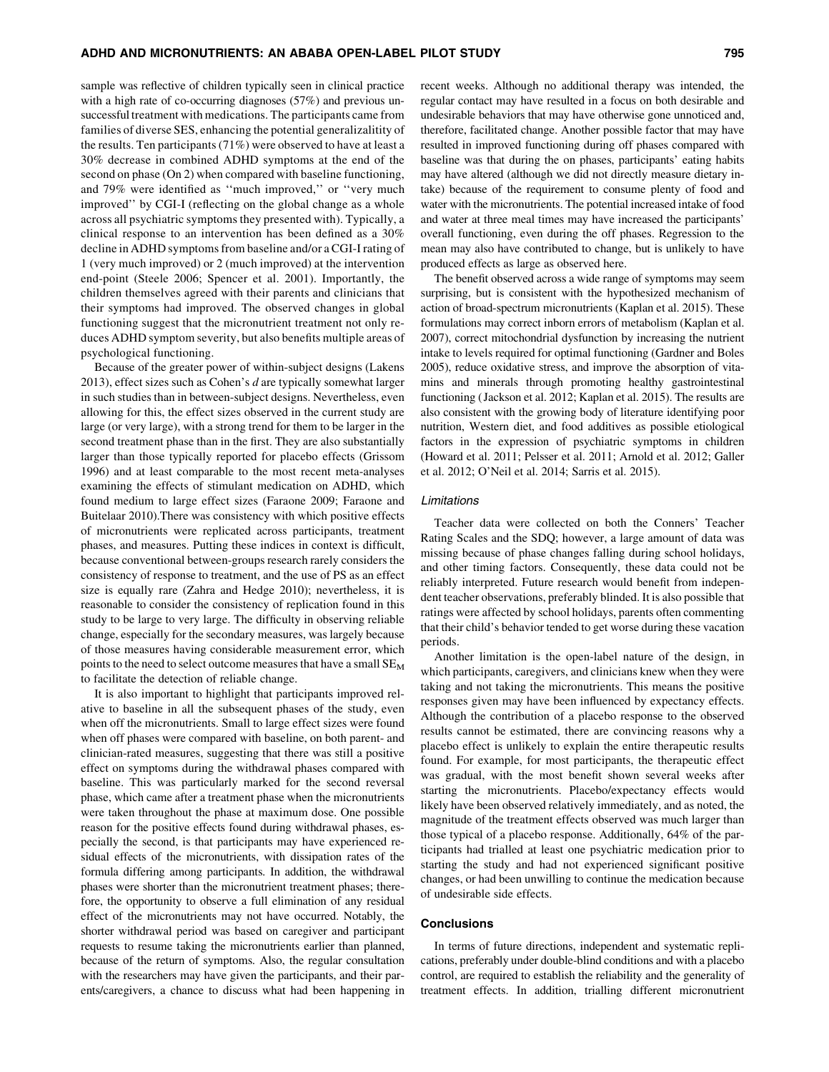sample was reflective of children typically seen in clinical practice with a high rate of co-occurring diagnoses (57%) and previous unsuccessful treatment with medications. The participants came from families of diverse SES, enhancing the potential generalizalitity of the results. Ten participants (71%) were observed to have at least a 30% decrease in combined ADHD symptoms at the end of the second on phase (On 2) when compared with baseline functioning, and 79% were identified as ''much improved,'' or ''very much improved'' by CGI-I (reflecting on the global change as a whole across all psychiatric symptoms they presented with). Typically, a clinical response to an intervention has been defined as a 30% decline in ADHD symptoms from baseline and/or a CGI-I rating of 1 (very much improved) or 2 (much improved) at the intervention end-point (Steele 2006; Spencer et al. 2001). Importantly, the children themselves agreed with their parents and clinicians that their symptoms had improved. The observed changes in global functioning suggest that the micronutrient treatment not only reduces ADHD symptom severity, but also benefits multiple areas of psychological functioning.

Because of the greater power of within-subject designs (Lakens 2013), effect sizes such as Cohen's *d* are typically somewhat larger in such studies than in between-subject designs. Nevertheless, even allowing for this, the effect sizes observed in the current study are large (or very large), with a strong trend for them to be larger in the second treatment phase than in the first. They are also substantially larger than those typically reported for placebo effects (Grissom 1996) and at least comparable to the most recent meta-analyses examining the effects of stimulant medication on ADHD, which found medium to large effect sizes (Faraone 2009; Faraone and Buitelaar 2010).There was consistency with which positive effects of micronutrients were replicated across participants, treatment phases, and measures. Putting these indices in context is difficult, because conventional between-groups research rarely considers the consistency of response to treatment, and the use of PS as an effect size is equally rare (Zahra and Hedge 2010); nevertheless, it is reasonable to consider the consistency of replication found in this study to be large to very large. The difficulty in observing reliable change, especially for the secondary measures, was largely because of those measures having considerable measurement error, which points to the need to select outcome measures that have a small $SE_M$ to facilitate the detection of reliable change.

It is also important to highlight that participants improved relative to baseline in all the subsequent phases of the study, even when off the micronutrients. Small to large effect sizes were found when off phases were compared with baseline, on both parent- and clinician-rated measures, suggesting that there was still a positive effect on symptoms during the withdrawal phases compared with baseline. This was particularly marked for the second reversal phase, which came after a treatment phase when the micronutrients were taken throughout the phase at maximum dose. One possible reason for the positive effects found during withdrawal phases, especially the second, is that participants may have experienced residual effects of the micronutrients, with dissipation rates of the formula differing among participants. In addition, the withdrawal phases were shorter than the micronutrient treatment phases; therefore, the opportunity to observe a full elimination of any residual effect of the micronutrients may not have occurred. Notably, the shorter withdrawal period was based on caregiver and participant requests to resume taking the micronutrients earlier than planned, because of the return of symptoms. Also, the regular consultation with the researchers may have given the participants, and their parents/caregivers, a chance to discuss what had been happening in recent weeks. Although no additional therapy was intended, the regular contact may have resulted in a focus on both desirable and undesirable behaviors that may have otherwise gone unnoticed and, therefore, facilitated change. Another possible factor that may have resulted in improved functioning during off phases compared with baseline was that during the on phases, participants' eating habits may have altered (although we did not directly measure dietary intake) because of the requirement to consume plenty of food and water with the micronutrients. The potential increased intake of food and water at three meal times may have increased the participants' overall functioning, even during the off phases. Regression to the mean may also have contributed to change, but is unlikely to have produced effects as large as observed here.

The benefit observed across a wide range of symptoms may seem surprising, but is consistent with the hypothesized mechanism of action of broad-spectrum micronutrients (Kaplan et al. 2015). These formulations may correct inborn errors of metabolism (Kaplan et al. 2007), correct mitochondrial dysfunction by increasing the nutrient intake to levels required for optimal functioning (Gardner and Boles 2005), reduce oxidative stress, and improve the absorption of vitamins and minerals through promoting healthy gastrointestinal functioning (Jackson et al. 2012; Kaplan et al. 2015). The results are also consistent with the growing body of literature identifying poor nutrition, Western diet, and food additives as possible etiological factors in the expression of psychiatric symptoms in children (Howard et al. 2011; Pelsser et al. 2011; Arnold et al. 2012; Galler et al. 2012; O'Neil et al. 2014; Sarris et al. 2015).

### *Limitations*

Teacher data were collected on both the Conners' Teacher Rating Scales and the SDQ; however, a large amount of data was missing because of phase changes falling during school holidays, and other timing factors. Consequently, these data could not be reliably interpreted. Future research would benefit from independent teacher observations, preferably blinded. It is also possible that ratings were affected by school holidays, parents often commenting that their child's behavior tended to get worse during these vacation periods.

Another limitation is the open-label nature of the design, in which participants, caregivers, and clinicians knew when they were taking and not taking the micronutrients. This means the positive responses given may have been influenced by expectancy effects. Although the contribution of a placebo response to the observed results cannot be estimated, there are convincing reasons why a placebo effect is unlikely to explain the entire therapeutic results found. For example, for most participants, the therapeutic effect was gradual, with the most benefit shown several weeks after starting the micronutrients. Placebo/expectancy effects would likely have been observed relatively immediately, and as noted, the magnitude of the treatment effects observed was much larger than those typical of a placebo response. Additionally, 64% of the participants had trialled at least one psychiatric medication prior to starting the study and had not experienced significant positive changes, or had been unwilling to continue the medication because of undesirable side effects.

## Conclusions

In terms of future directions, independent and systematic replications, preferably under double-blind conditions and with a placebo control, are required to establish the reliability and the generality of treatment effects. In addition, trialling different micronutrient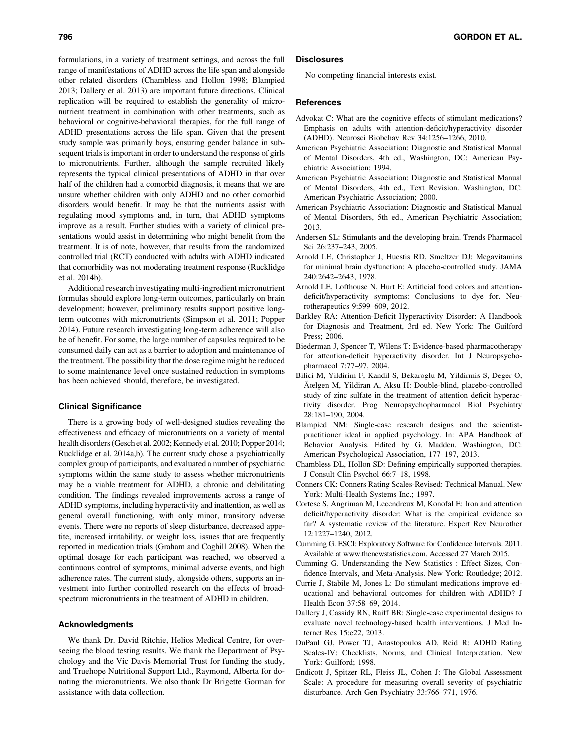formulations, in a variety of treatment settings, and across the full range of manifestations of ADHD across the life span and alongside other related disorders (Chambless and Hollon 1998; Blampied 2013; Dallery et al. 2013) are important future directions. Clinical replication will be required to establish the generality of micronutrient treatment in combination with other treatments, such as behavioral or cognitive-behavioral therapies, for the full range of ADHD presentations across the life span. Given that the present study sample was primarily boys, ensuring gender balance in subsequent trials is important in order to understand the response of girls to micronutrients. Further, although the sample recruited likely represents the typical clinical presentations of ADHD in that over half of the children had a comorbid diagnosis, it means that we are unsure whether children with only ADHD and no other comorbid disorders would benefit. It may be that the nutrients assist with regulating mood symptoms and, in turn, that ADHD symptoms improve as a result. Further studies with a variety of clinical presentations would assist in determining who might benefit from the treatment. It is of note, however, that results from the randomized controlled trial (RCT) conducted with adults with ADHD indicated that comorbidity was not moderating treatment response (Rucklidge et al. 2014b).

Additional research investigating multi-ingredient micronutrient formulas should explore long-term outcomes, particularly on brain development; however, preliminary results support positive long-term outcomes with micronutrients (Simpson et al. 2011; Popper 2014). Future research investigating long-term adherence will also be of benefit. For some, the large number of capsules required to be consumed daily can act as a barrier to adoption and maintenance of the treatment. The possibility that the dose regime might be reduced to some maintenance level once sustained reduction in symptoms has been achieved should, therefore, be investigated.

## Clinical Significance

There is a growing body of well-designed studies revealing the effectiveness and efficacy of micronutrients on a variety of mental health disorders (Gesch et al. 2002; Kennedy et al. 2010; Popper 2014; Rucklidge et al. 2014a,b). The current study chose a psychiatrically complex group of participants, and evaluated a number of psychiatric symptoms within the same study to assess whether micronutrients may be a viable treatment for ADHD, a chronic and debilitating condition. The findings revealed improvements across a range of ADHD symptoms, including hyperactivity and inattention, as well as general overall functioning, with only minor, transitory adverse events. There were no reports of sleep disturbance, decreased appetite, increased irritability, or weight loss, issues that are frequently reported in medication trials (Graham and Coghill 2008). When the optimal dosage for each participant was reached, we observed a continuous control of symptoms, minimal adverse events, and high adherence rates. The current study, alongside others, supports an investment into further controlled research on the effects of broad-spectrum micronutrients in the treatment of ADHD in children.

## Acknowledgments

We thank Dr. David Ritchie, Helios Medical Centre, for overseeing the blood testing results. We thank the Department of Psychology and the Vic Davis Memorial Trust for funding the study, and Truehope Nutritional Support Ltd., Raymond, Alberta for donating the micronutrients. We also thank Dr Brigette Gorman for assistance with data collection.

## Disclosures

No competing financial interests exist.

## References

Advokat C: What are the cognitive effects of stimulant medications? Emphasis on adults with attention-deficit/hyperactivity disorder (ADHD). Neurosci Biobehav Rev 34:1256–1266, 2010.

American Psychiatric Association: Diagnostic and Statistical Manual of Mental Disorders, 4th ed., Washington, DC: American Psychiatric Association; 1994.

American Psychiatric Association: Diagnostic and Statistical Manual of Mental Disorders, 4th ed., Text Revision. Washington, DC: American Psychiatric Association; 2000.

American Psychiatric Association: Diagnostic and Statistical Manual of Mental Disorders, 5th ed., American Psychiatric Association; 2013.

Andersen SL: Stimulants and the developing brain. Trends Pharmacol Sci 26:237–243, 2005.

Arnold LE, Christopher J, Huestis RD, Smeltzer DJ: Megavitamins for minimal brain dysfunction: A placebo-controlled study. JAMA 240:2642–2643, 1978.

Arnold LE, Lofthouse N, Hurt E: Artificial food colors and attention-deficit/hyperactivity symptoms: Conclusions to dye for. Neurotherapeutics 9:599–609, 2012.

Barkley RA: Attention-Deficit Hyperactivity Disorder: A Handbook for Diagnosis and Treatment, 3rd ed. New York: The Guilford Press; 2006.

Biederman J, Spencer T, Wilens T: Evidence-based pharmacotherapy for attention-deficit hyperactivity disorder. Int J Neuropsychopharmacol 7:77–97, 2004.

Bilici M, Yildirim F, Kandil S, Bekaroglu M, Yildirmis S, Deger O, Ãœlgen M, Yildiran A, Aksu H: Double-blind, placebo-controlled study of zinc sulfate in the treatment of attention deficit hyperactivity disorder. Prog Neuropsychopharmacol Biol Psychiatry 28:181–190, 2004.

Blampied NM: Single-case research designs and the scientist-practitioner ideal in applied psychology. In: APA Handbook of Behavior Analysis. Edited by G. Madden. Washington, DC: American Psychological Association, 177–197, 2013.

Chambless DL, Hollon SD: Defining empirically supported therapies. J Consult Clin Psychol 66:7–18, 1998.

Conners CK: Conners Rating Scales-Revised: Technical Manual. New York: Multi-Health Systems Inc.; 1997.

Cortese S, Angriman M, Lecendreux M, Konofal E: Iron and attention deficit/hyperactivity disorder: What is the empirical evidence so far? A systematic review of the literature. Expert Rev Neurother 12:1227–1240, 2012.

Cumming G. ESCI: Exploratory Software for Confidence Intervals. 2011. Available at www.thenewstatistics.com. Accessed 27 March 2015.

Cumming G. Understanding the New Statistics : Effect Sizes, Confidence Intervals, and Meta-Analysis. New York: Routledge; 2012.

Currie J, Stabile M, Jones L: Do stimulant medications improve educational and behavioral outcomes for children with ADHD? J Health Econ 37:58–69, 2014.

Dallery J, Cassidy RN, Raiff BR: Single-case experimental designs to evaluate novel technology-based health interventions. J Med Internet Res 15:e22, 2013.

DuPaul GJ, Power TJ, Anastopoulos AD, Reid R: ADHD Rating Scales-IV: Checklists, Norms, and Clinical Interpretation. New York: Guilford; 1998.

Endicott J, Spitzer RL, Fleiss JL, Cohen J: The Global Assessment Scale: A procedure for measuring overall severity of psychiatric disturbance. Arch Gen Psychiatry 33:766–771, 1976.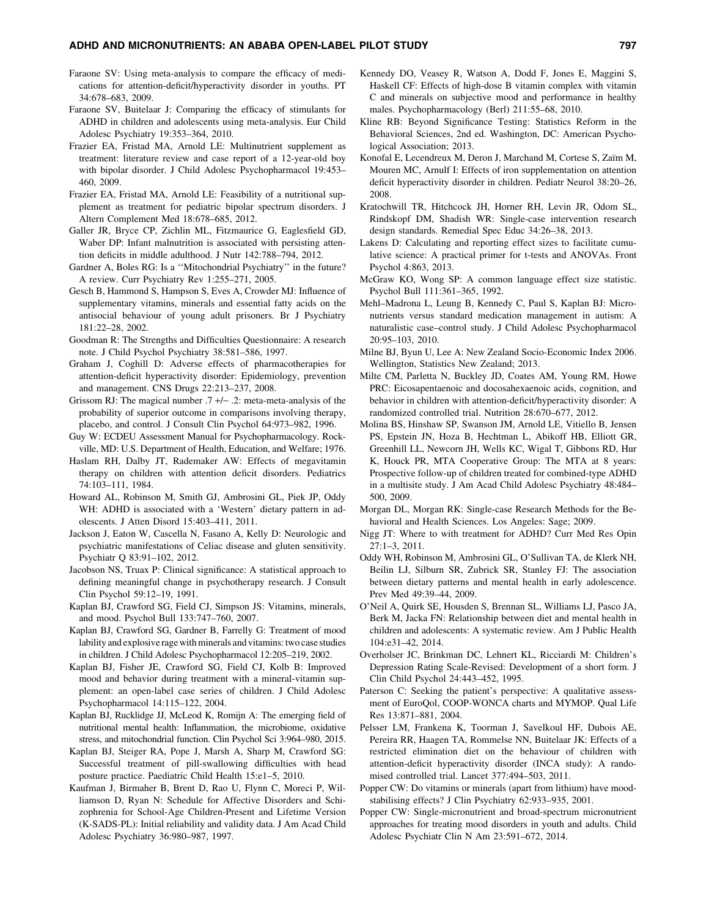Faraone SV: Using meta-analysis to compare the efficacy of medications for attention-deficit/hyperactivity disorder in youths. PT 34:678–683, 2009.

Faraone SV, Buitelaar J: Comparing the efficacy of stimulants for ADHD in children and adolescents using meta-analysis. Eur Child Adolesc Psychiatry 19:353–364, 2010.

Frazier EA, Fristad MA, Arnold LE: Multinutrient supplement as treatment: literature review and case report of a 12-year-old boy with bipolar disorder. J Child Adolesc Psychopharmacol 19:453–460, 2009.

Frazier EA, Fristad MA, Arnold LE: Feasibility of a nutritional supplement as treatment for pediatric bipolar spectrum disorders. J Altern Complement Med 18:678–685, 2012.

Galler JR, Bryce CP, Zichlin ML, Fitzmaurice G, Eaglesfield GD, Waber DP: Infant malnutrition is associated with persisting attention deficits in middle adulthood. J Nutr 142:788–794, 2012.

Gardner A, Boles RG: Is a ''Mitochondrial Psychiatry'' in the future? A review. Curr Psychiatry Rev 1:255–271, 2005.

Gesch B, Hammond S, Hampson S, Eves A, Crowder MJ: Influence of supplementary vitamins, minerals and essential fatty acids on the antisocial behaviour of young adult prisoners. Br J Psychiatry 181:22–28, 2002.

Goodman R: The Strengths and Difficulties Questionnaire: A research note. J Child Psychol Psychiatry 38:581–586, 1997.

Graham J, Coghill D: Adverse effects of pharmacotherapies for attention-deficit hyperactivity disorder: Epidemiology, prevention and management. CNS Drugs 22:213–237, 2008.

Grissom RJ: The magical number .7 +/− .2: meta-meta-analysis of the probability of superior outcome in comparisons involving therapy, placebo, and control. J Consult Clin Psychol 64:973–982, 1996.

Guy W: ECDEU Assessment Manual for Psychopharmacology. Rockville, MD: U.S. Department of Health, Education, and Welfare; 1976.

Haslam RH, Dalby JT, Rademaker AW: Effects of megavitamin therapy on children with attention deficit disorders. Pediatrics 74:103–111, 1984.

Howard AL, Robinson M, Smith GJ, Ambrosini GL, Piek JP, Oddy WH: ADHD is associated with a 'Western' dietary pattern in adolescents. J Atten Disord 15:403–411, 2011.

Jackson J, Eaton W, Cascella N, Fasano A, Kelly D: Neurologic and psychiatric manifestations of Celiac disease and gluten sensitivity. Psychiatr Q 83:91–102, 2012.

Jacobson NS, Truax P: Clinical significance: A statistical approach to defining meaningful change in psychotherapy research. J Consult Clin Psychol 59:12–19, 1991.

Kaplan BJ, Crawford SG, Field CJ, Simpson JS: Vitamins, minerals, and mood. Psychol Bull 133:747–760, 2007.

Kaplan BJ, Crawford SG, Gardner B, Farrelly G: Treatment of mood lability and explosive rage with minerals and vitamins: two case studies in children. J Child Adolesc Psychopharmacol 12:205–219, 2002.

Kaplan BJ, Fisher JE, Crawford SG, Field CJ, Kolb B: Improved mood and behavior during treatment with a mineral-vitamin supplement: an open-label case series of children. J Child Adolesc Psychopharmacol 14:115–122, 2004.

Kaplan BJ, Rucklidge JJ, McLeod K, Romijn A: The emerging field of nutritional mental health: Inflammation, the microbiome, oxidative stress, and mitochondrial function. Clin Psychol Sci 3:964–980, 2015.

Kaplan BJ, Steiger RA, Pope J, Marsh A, Sharp M, Crawford SG: Successful treatment of pill-swallowing difficulties with head posture practice. Paediatric Child Health 15:e1–5, 2010.

Kaufman J, Birmaher B, Brent D, Rao U, Flynn C, Moreci P, Williamson D, Ryan N: Schedule for Affective Disorders and Schizophrenia for School-Age Children-Present and Lifetime Version (K-SADS-PL): Initial reliability and validity data. J Am Acad Child Adolesc Psychiatry 36:980–987, 1997.

Kennedy DO, Veasey R, Watson A, Dodd F, Jones E, Maggini S, Haskell CF: Effects of high-dose B vitamin complex with vitamin C and minerals on subjective mood and performance in healthy males. Psychopharmacology (Berl) 211:55–68, 2010.

Kline RB: Beyond Significance Testing: Statistics Reform in the Behavioral Sciences, 2nd ed. Washington, DC: American Psychological Association; 2013.

Konofal E, Lecendreux M, Deron J, Marchand M, Cortese S, Zaïm M, Mouren MC, Arnulf I: Effects of iron supplementation on attention deficit hyperactivity disorder in children. Pediatr Neurol 38:20–26, 2008.

Kratochwill TR, Hitchcock JH, Horner RH, Levin JR, Odom SL, Rindskopf DM, Shadish WR: Single-case intervention research design standards. Remedial Spec Educ 34:26–38, 2013.

Lakens D: Calculating and reporting effect sizes to facilitate cumulative science: A practical primer for t-tests and ANOVAs. Front Psychol 4:863, 2013.

McGraw KO, Wong SP: A common language effect size statistic. Psychol Bull 111:361–365, 1992.

Mehl–Madrona L, Leung B, Kennedy C, Paul S, Kaplan BJ: Micronutrients versus standard medication management in autism: A naturalistic case–control study. J Child Adolesc Psychopharmacol 20:95–103, 2010.

Milne BJ, Byun U, Lee A: New Zealand Socio-Economic Index 2006. Wellington, Statistics New Zealand; 2013.

Milte CM, Parletta N, Buckley JD, Coates AM, Young RM, Howe PRC: Eicosapentaenoic and docosahexaenoic acids, cognition, and behavior in children with attention-deficit/hyperactivity disorder: A randomized controlled trial. Nutrition 28:670–677, 2012.

Molina BS, Hinshaw SP, Swanson JM, Arnold LE, Vitiello B, Jensen PS, Epstein JN, Hoza B, Hechtman L, Abikoff HB, Elliott GR, Greenhill LL, Newcorn JH, Wells KC, Wigal T, Gibbons RD, Hur K, Houck PR, MTA Cooperative Group: The MTA at 8 years: Prospective follow-up of children treated for combined-type ADHD in a multisite study. J Am Acad Child Adolesc Psychiatry 48:484–500, 2009.

Morgan DL, Morgan RK: Single-case Research Methods for the Behavioral and Health Sciences. Los Angeles: Sage; 2009.

Nigg JT: Where to with treatment for ADHD? Curr Med Res Opin 27:1–3, 2011.

Oddy WH, Robinson M, Ambrosini GL, O'Sullivan TA, de Klerk NH, Beilin LJ, Silburn SR, Zubrick SR, Stanley FJ: The association between dietary patterns and mental health in early adolescence. Prev Med 49:39–44, 2009.

O'Neil A, Quirk SE, Housden S, Brennan SL, Williams LJ, Pasco JA, Berk M, Jacka FN: Relationship between diet and mental health in children and adolescents: A systematic review. Am J Public Health 104:e31–42, 2014.

Overholser JC, Brinkman DC, Lehnert KL, Ricciardi M: Children's Depression Rating Scale-Revised: Development of a short form. J Clin Child Psychol 24:443–452, 1995.

Paterson C: Seeking the patient's perspective: A qualitative assessment of EuroQol, COOP-WONCA charts and MYMOP. Qual Life Res 13:871–881, 2004.

Pelsser LM, Frankena K, Toorman J, Savelkoul HF, Dubois AE, Pereira RR, Haagen TA, Rommelse NN, Buitelaar JK: Effects of a restricted elimination diet on the behaviour of children with attention-deficit hyperactivity disorder (INCA study): A randomised controlled trial. Lancet 377:494–503, 2011.

Popper CW: Do vitamins or minerals (apart from lithium) have mood-stabilising effects? J Clin Psychiatry 62:933–935, 2001.

Popper CW: Single-micronutrient and broad-spectrum micronutrient approaches for treating mood disorders in youth and adults. Child Adolesc Psychiatr Clin N Am 23:591–672, 2014.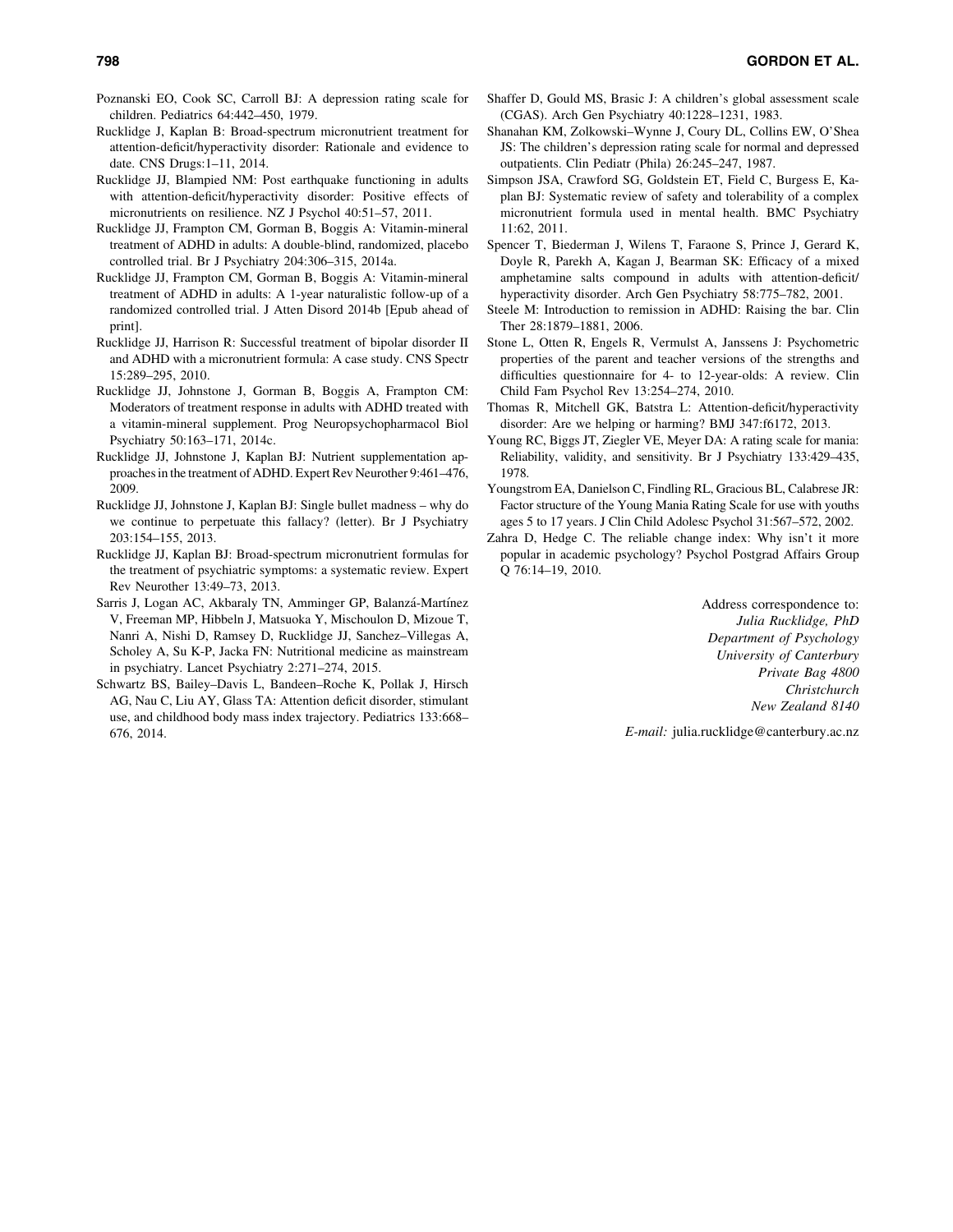Poznanski EO, Cook SC, Carroll BJ: A depression rating scale for children. Pediatrics 64:442–450, 1979.

Rucklidge J, Kaplan B: Broad-spectrum micronutrient treatment for attention-deficit/hyperactivity disorder: Rationale and evidence to date. CNS Drugs:1–11, 2014.

Rucklidge JJ, Blampied NM: Post earthquake functioning in adults with attention-deficit/hyperactivity disorder: Positive effects of micronutrients on resilience. NZ J Psychol 40:51–57, 2011.

Rucklidge JJ, Frampton CM, Gorman B, Boggis A: Vitamin-mineral treatment of ADHD in adults: A double-blind, randomized, placebo controlled trial. Br J Psychiatry 204:306–315, 2014a.

Rucklidge JJ, Frampton CM, Gorman B, Boggis A: Vitamin-mineral treatment of ADHD in adults: A 1-year naturalistic follow-up of a randomized controlled trial. J Atten Disord 2014b [Epub ahead of print].

Rucklidge JJ, Harrison R: Successful treatment of bipolar disorder II and ADHD with a micronutrient formula: A case study. CNS Spectr 15:289–295, 2010.

Rucklidge JJ, Johnstone J, Gorman B, Boggis A, Frampton CM: Moderators of treatment response in adults with ADHD treated with a vitamin-mineral supplement. Prog Neuropsychopharmacol Biol Psychiatry 50:163–171, 2014c.

Rucklidge JJ, Johnstone J, Kaplan BJ: Nutrient supplementation approaches in the treatment of ADHD. Expert Rev Neurother 9:461–476, 2009.

Rucklidge JJ, Johnstone J, Kaplan BJ: Single bullet madness – why do we continue to perpetuate this fallacy? (letter). Br J Psychiatry 203:154–155, 2013.

Rucklidge JJ, Kaplan BJ: Broad-spectrum micronutrient formulas for the treatment of psychiatric symptoms: a systematic review. Expert Rev Neurother 13:49–73, 2013.

Sarris J, Logan AC, Akbaraly TN, Amminger GP, Balanzá-Martínez V, Freeman MP, Hibbeln J, Matsuoka Y, Mischoulon D, Mizoue T, Nanri A, Nishi D, Ramsey D, Rucklidge JJ, Sanchez–Villegas A, Scholey A, Su K-P, Jacka FN: Nutritional medicine as mainstream in psychiatry. Lancet Psychiatry 2:271–274, 2015.

Schwartz BS, Bailey–Davis L, Bandeen–Roche K, Pollak J, Hirsch AG, Nau C, Liu AY, Glass TA: Attention deficit disorder, stimulant use, and childhood body mass index trajectory. Pediatrics 133:668–676, 2014.

Shaffer D, Gould MS, Brasic J: A children's global assessment scale (CGAS). Arch Gen Psychiatry 40:1228–1231, 1983.

Shanahan KM, Zolkowski–Wynne J, Coury DL, Collins EW, O'Shea JS: The children's depression rating scale for normal and depressed outpatients. Clin Pediatr (Phila) 26:245–247, 1987.

Simpson JSA, Crawford SG, Goldstein ET, Field C, Burgess E, Kaplan BJ: Systematic review of safety and tolerability of a complex micronutrient formula used in mental health. BMC Psychiatry 11:62, 2011.

Spencer T, Biederman J, Wilens T, Faraone S, Prince J, Gerard K, Doyle R, Parekh A, Kagan J, Bearman SK: Efficacy of a mixed amphetamine salts compound in adults with attention-deficit/hyperactivity disorder. Arch Gen Psychiatry 58:775–782, 2001.

Steele M: Introduction to remission in ADHD: Raising the bar. Clin Ther 28:1879–1881, 2006.

Stone L, Otten R, Engels R, Vermulst A, Janssens J: Psychometric properties of the parent and teacher versions of the strengths and difficulties questionnaire for 4- to 12-year-olds: A review. Clin Child Fam Psychol Rev 13:254–274, 2010.

Thomas R, Mitchell GK, Batstra L: Attention-deficit/hyperactivity disorder: Are we helping or harming? BMJ 347:f6172, 2013.

Young RC, Biggs JT, Ziegler VE, Meyer DA: A rating scale for mania: Reliability, validity, and sensitivity. Br J Psychiatry 133:429–435, 1978.

Youngstrom EA, Danielson C, Findling RL, Gracious BL, Calabrese JR: Factor structure of the Young Mania Rating Scale for use with youths ages 5 to 17 years. J Clin Child Adolesc Psychol 31:567–572, 2002.

Zahra D, Hedge C. The reliable change index: Why isn't it more popular in academic psychology? Psychol Postgrad Affairs Group Q 76:14–19, 2010.

Address correspondence to:
*Julia Rucklidge, PhD*
*Department of Psychology*
*University of Canterbury*
*Private Bag 4800*
*Christchurch*
*New Zealand 8140*

*E-mail:* julia.rucklidge@canterbury.ac.nz